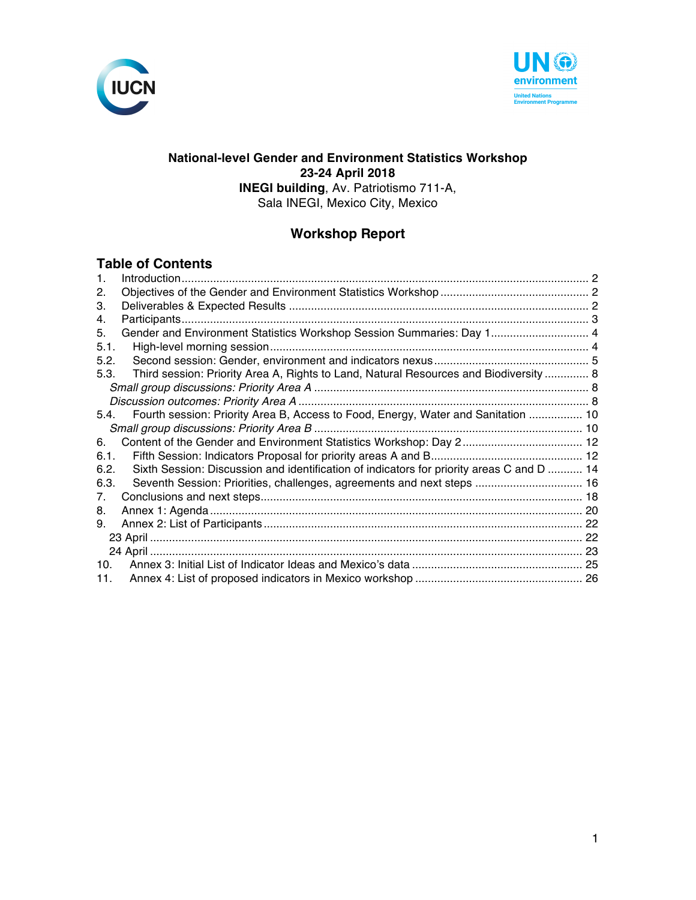**National-level Gender and Environment Statistics Workshop**
**23-24 April 2018**
**INEGI building**, Av. Patriotismo 711-A,
Sala INEGI, Mexico City, Mexico

# Workshop Report

## Table of Contents

1. Introduction ........ 2
2. Objectives of the Gender and Environment Statistics Workshop ........ 2
3. Deliverables & Expected Results ........ 2
4. Participants ........ 3
5. Gender and Environment Statistics Workshop Session Summaries: Day 1 ........ 4
5.1. High-level morning session ........ 4
5.2. Second session: Gender, environment and indicators nexus ........ 5
5.3. Third session: Priority Area A, Rights to Land, Natural Resources and Biodiversity ........ 8
*Small group discussions: Priority Area A* ........ 8
*Discussion outcomes: Priority Area A* ........ 8
5.4. Fourth session: Priority Area B, Access to Food, Energy, Water and Sanitation ........ 10
*Small group discussions: Priority Area B* ........ 10
6. Content of the Gender and Environment Statistics Workshop: Day 2 ........ 12
6.1. Fifth Session: Indicators Proposal for priority areas A and B ........ 12
6.2. Sixth Session: Discussion and identification of indicators for priority areas C and D ........ 14
6.3. Seventh Session: Priorities, challenges, agreements and next steps ........ 16
7. Conclusions and next steps ........ 18
8. Annex 1: Agenda ........ 20
9. Annex 2: List of Participants ........ 22
23 April ........ 22
24 April ........ 23
10. Annex 3: Initial List of Indicator Ideas and Mexico's data ........ 25
11. Annex 4: List of proposed indicators in Mexico workshop ........ 26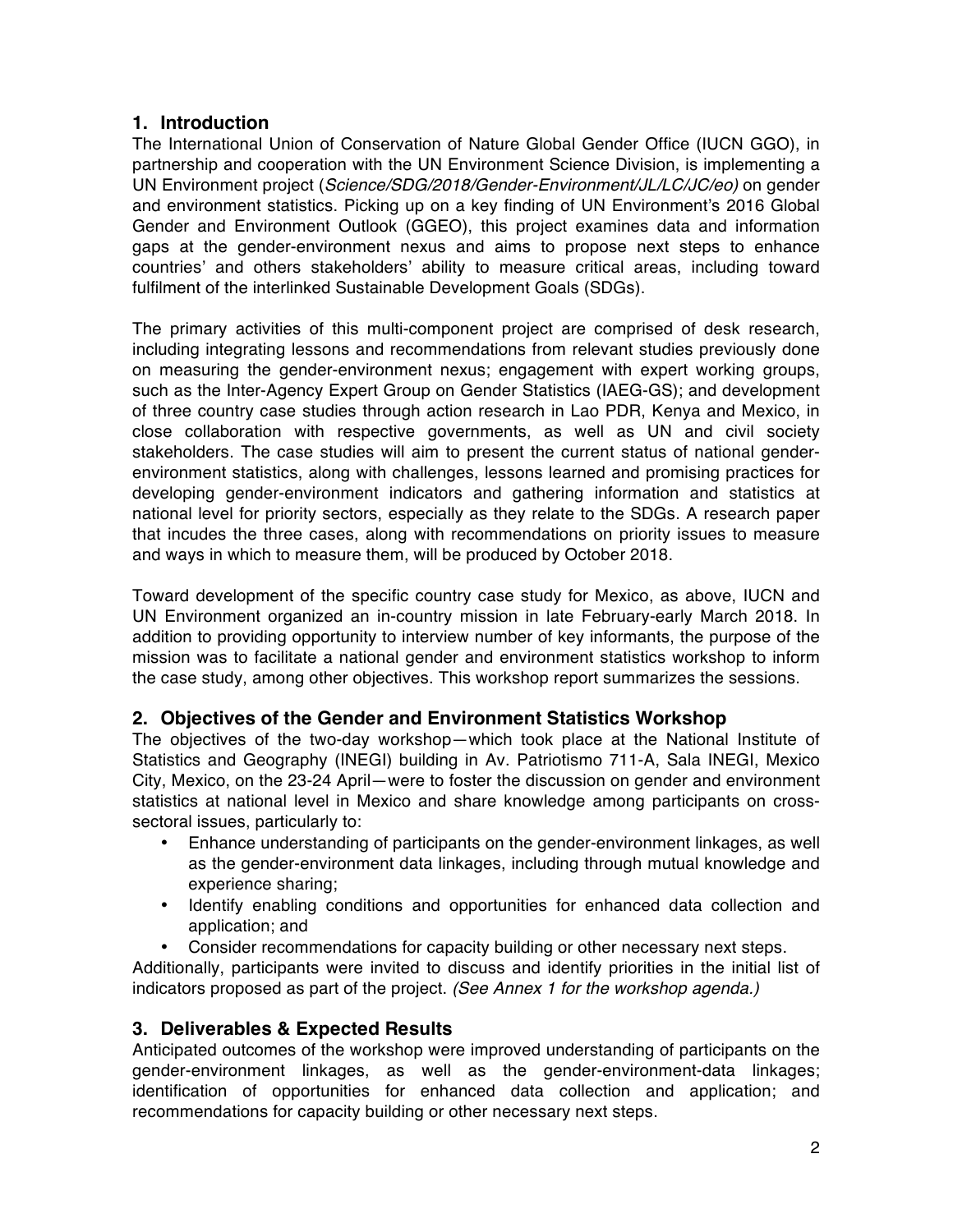## 1. Introduction

The International Union of Conservation of Nature Global Gender Office (IUCN GGO), in partnership and cooperation with the UN Environment Science Division, is implementing a UN Environment project (*Science/SDG/2018/Gender-Environment/JL/LC/JC/eo)* on gender and environment statistics. Picking up on a key finding of UN Environment's 2016 Global Gender and Environment Outlook (GGEO), this project examines data and information gaps at the gender-environment nexus and aims to propose next steps to enhance countries' and others stakeholders' ability to measure critical areas, including toward fulfilment of the interlinked Sustainable Development Goals (SDGs).

The primary activities of this multi-component project are comprised of desk research, including integrating lessons and recommendations from relevant studies previously done on measuring the gender-environment nexus; engagement with expert working groups, such as the Inter-Agency Expert Group on Gender Statistics (IAEG-GS); and development of three country case studies through action research in Lao PDR, Kenya and Mexico, in close collaboration with respective governments, as well as UN and civil society stakeholders. The case studies will aim to present the current status of national gender-environment statistics, along with challenges, lessons learned and promising practices for developing gender-environment indicators and gathering information and statistics at national level for priority sectors, especially as they relate to the SDGs. A research paper that incudes the three cases, along with recommendations on priority issues to measure and ways in which to measure them, will be produced by October 2018.

Toward development of the specific country case study for Mexico, as above, IUCN and UN Environment organized an in-country mission in late February-early March 2018. In addition to providing opportunity to interview number of key informants, the purpose of the mission was to facilitate a national gender and environment statistics workshop to inform the case study, among other objectives. This workshop report summarizes the sessions.

## 2. Objectives of the Gender and Environment Statistics Workshop

The objectives of the two-day workshop—which took place at the National Institute of Statistics and Geography (INEGI) building in Av. Patriotismo 711-A, Sala INEGI, Mexico City, Mexico, on the 23-24 April—were to foster the discussion on gender and environment statistics at national level in Mexico and share knowledge among participants on cross-sectoral issues, particularly to:

- Enhance understanding of participants on the gender-environment linkages, as well as the gender-environment data linkages, including through mutual knowledge and experience sharing;
- Identify enabling conditions and opportunities for enhanced data collection and application; and
- Consider recommendations for capacity building or other necessary next steps.

Additionally, participants were invited to discuss and identify priorities in the initial list of indicators proposed as part of the project. *(See Annex 1 for the workshop agenda.)*

## 3. Deliverables & Expected Results

Anticipated outcomes of the workshop were improved understanding of participants on the gender-environment linkages, as well as the gender-environment-data linkages; identification of opportunities for enhanced data collection and application; and recommendations for capacity building or other necessary next steps.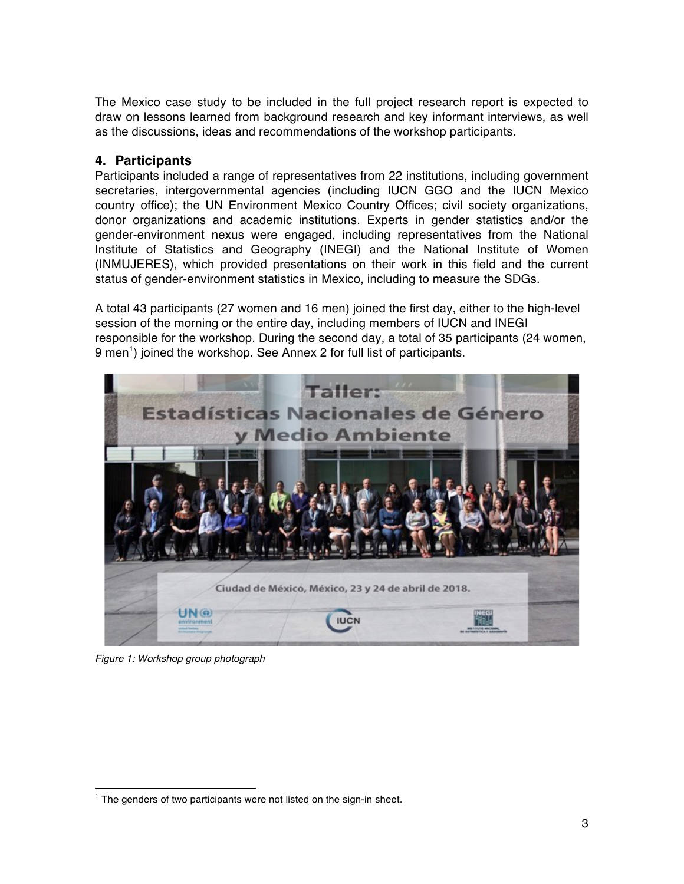The Mexico case study to be included in the full project research report is expected to draw on lessons learned from background research and key informant interviews, as well as the discussions, ideas and recommendations of the workshop participants.

## 4. Participants

Participants included a range of representatives from 22 institutions, including government secretaries, intergovernmental agencies (including IUCN GGO and the IUCN Mexico country office); the UN Environment Mexico Country Offices; civil society organizations, donor organizations and academic institutions. Experts in gender statistics and/or the gender-environment nexus were engaged, including representatives from the National Institute of Statistics and Geography (INEGI) and the National Institute of Women (INMUJERES), which provided presentations on their work in this field and the current status of gender-environment statistics in Mexico, including to measure the SDGs.

A total 43 participants (27 women and 16 men) joined the first day, either to the high-level session of the morning or the entire day, including members of IUCN and INEGI responsible for the workshop. During the second day, a total of 35 participants (24 women, 9 men[1]) joined the workshop. See Annex 2 for full list of participants.

*Figure 1: Workshop group photograph*

[1] The genders of two participants were not listed on the sign-in sheet.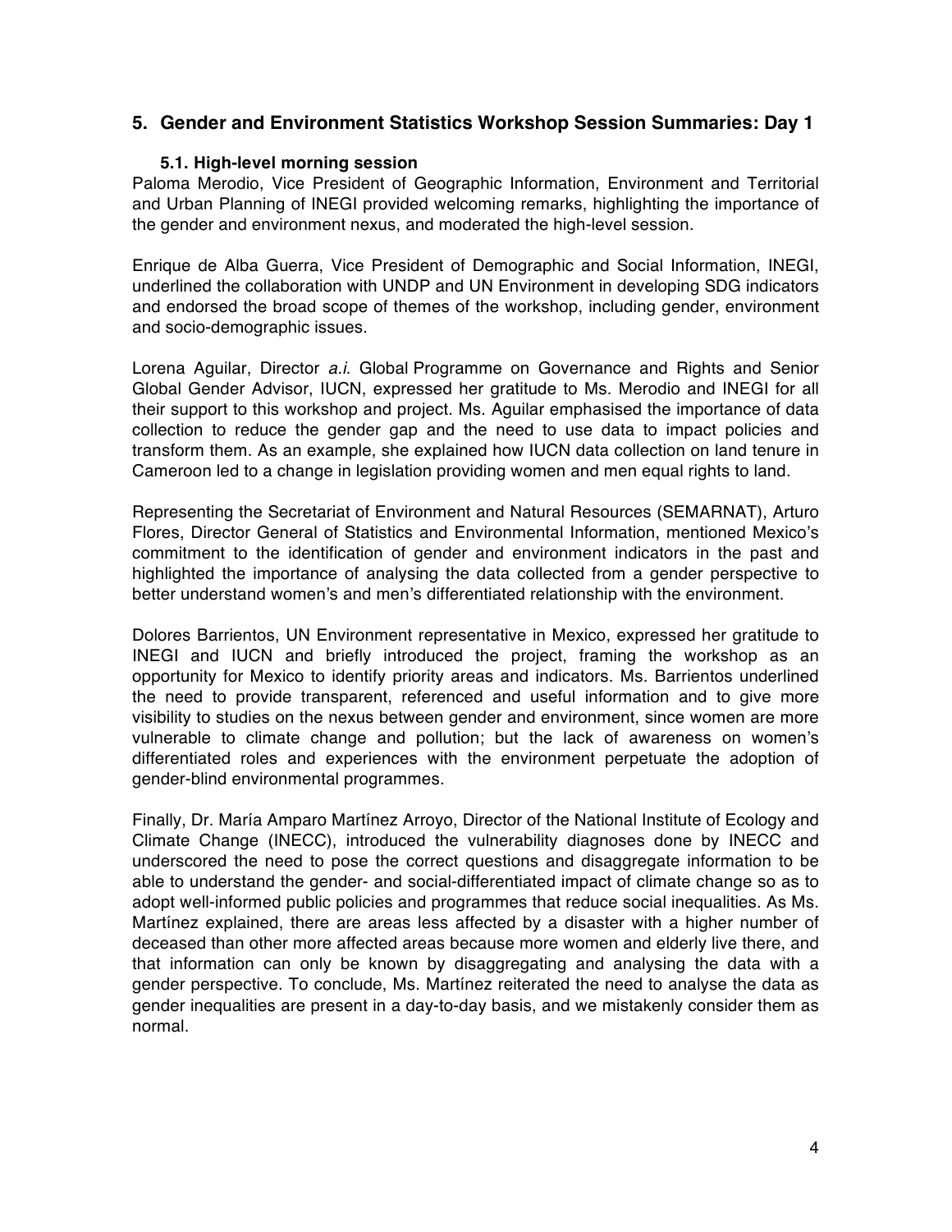## 5. Gender and Environment Statistics Workshop Session Summaries: Day 1

### 5.1. High-level morning session

Paloma Merodio, Vice President of Geographic Information, Environment and Territorial and Urban Planning of INEGI provided welcoming remarks, highlighting the importance of the gender and environment nexus, and moderated the high-level session.

Enrique de Alba Guerra, Vice President of Demographic and Social Information, INEGI, underlined the collaboration with UNDP and UN Environment in developing SDG indicators and endorsed the broad scope of themes of the workshop, including gender, environment and socio-demographic issues.

Lorena Aguilar, Director *a.i.* Global Programme on Governance and Rights and Senior Global Gender Advisor, IUCN, expressed her gratitude to Ms. Merodio and INEGI for all their support to this workshop and project. Ms. Aguilar emphasised the importance of data collection to reduce the gender gap and the need to use data to impact policies and transform them. As an example, she explained how IUCN data collection on land tenure in Cameroon led to a change in legislation providing women and men equal rights to land.

Representing the Secretariat of Environment and Natural Resources (SEMARNAT), Arturo Flores, Director General of Statistics and Environmental Information, mentioned Mexico's commitment to the identification of gender and environment indicators in the past and highlighted the importance of analysing the data collected from a gender perspective to better understand women's and men's differentiated relationship with the environment.

Dolores Barrientos, UN Environment representative in Mexico, expressed her gratitude to INEGI and IUCN and briefly introduced the project, framing the workshop as an opportunity for Mexico to identify priority areas and indicators. Ms. Barrientos underlined the need to provide transparent, referenced and useful information and to give more visibility to studies on the nexus between gender and environment, since women are more vulnerable to climate change and pollution; but the lack of awareness on women's differentiated roles and experiences with the environment perpetuate the adoption of gender-blind environmental programmes.

Finally, Dr. María Amparo Martínez Arroyo, Director of the National Institute of Ecology and Climate Change (INECC), introduced the vulnerability diagnoses done by INECC and underscored the need to pose the correct questions and disaggregate information to be able to understand the gender- and social-differentiated impact of climate change so as to adopt well-informed public policies and programmes that reduce social inequalities. As Ms. Martínez explained, there are areas less affected by a disaster with a higher number of deceased than other more affected areas because more women and elderly live there, and that information can only be known by disaggregating and analysing the data with a gender perspective. To conclude, Ms. Martínez reiterated the need to analyse the data as gender inequalities are present in a day-to-day basis, and we mistakenly consider them as normal.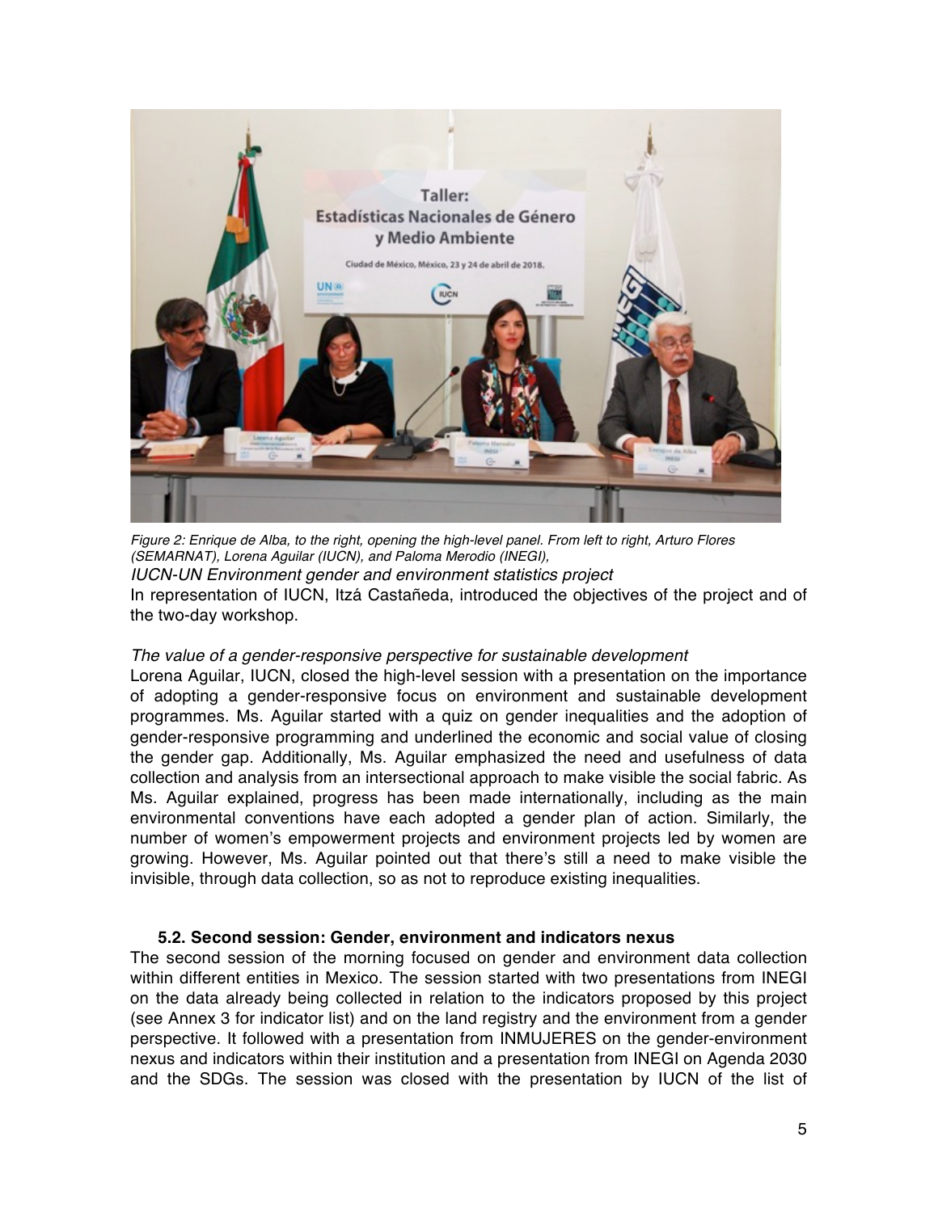Figure 2: Enrique de Alba, to the right, opening the high-level panel. From left to right, Arturo Flores (SEMARNAT), Lorena Aguilar (IUCN), and Paloma Merodio (INEGI),

*IUCN-UN Environment gender and environment statistics project*

In representation of IUCN, Itzá Castañeda, introduced the objectives of the project and of the two-day workshop.

*The value of a gender-responsive perspective for sustainable development*

Lorena Aguilar, IUCN, closed the high-level session with a presentation on the importance of adopting a gender-responsive focus on environment and sustainable development programmes. Ms. Aguilar started with a quiz on gender inequalities and the adoption of gender-responsive programming and underlined the economic and social value of closing the gender gap. Additionally, Ms. Aguilar emphasized the need and usefulness of data collection and analysis from an intersectional approach to make visible the social fabric. As Ms. Aguilar explained, progress has been made internationally, including as the main environmental conventions have each adopted a gender plan of action. Similarly, the number of women's empowerment projects and environment projects led by women are growing. However, Ms. Aguilar pointed out that there's still a need to make visible the invisible, through data collection, so as not to reproduce existing inequalities.

### 5.2. Second session: Gender, environment and indicators nexus

The second session of the morning focused on gender and environment data collection within different entities in Mexico. The session started with two presentations from INEGI on the data already being collected in relation to the indicators proposed by this project (see Annex 3 for indicator list) and on the land registry and the environment from a gender perspective. It followed with a presentation from INMUJERES on the gender-environment nexus and indicators within their institution and a presentation from INEGI on Agenda 2030 and the SDGs. The session was closed with the presentation by IUCN of the list of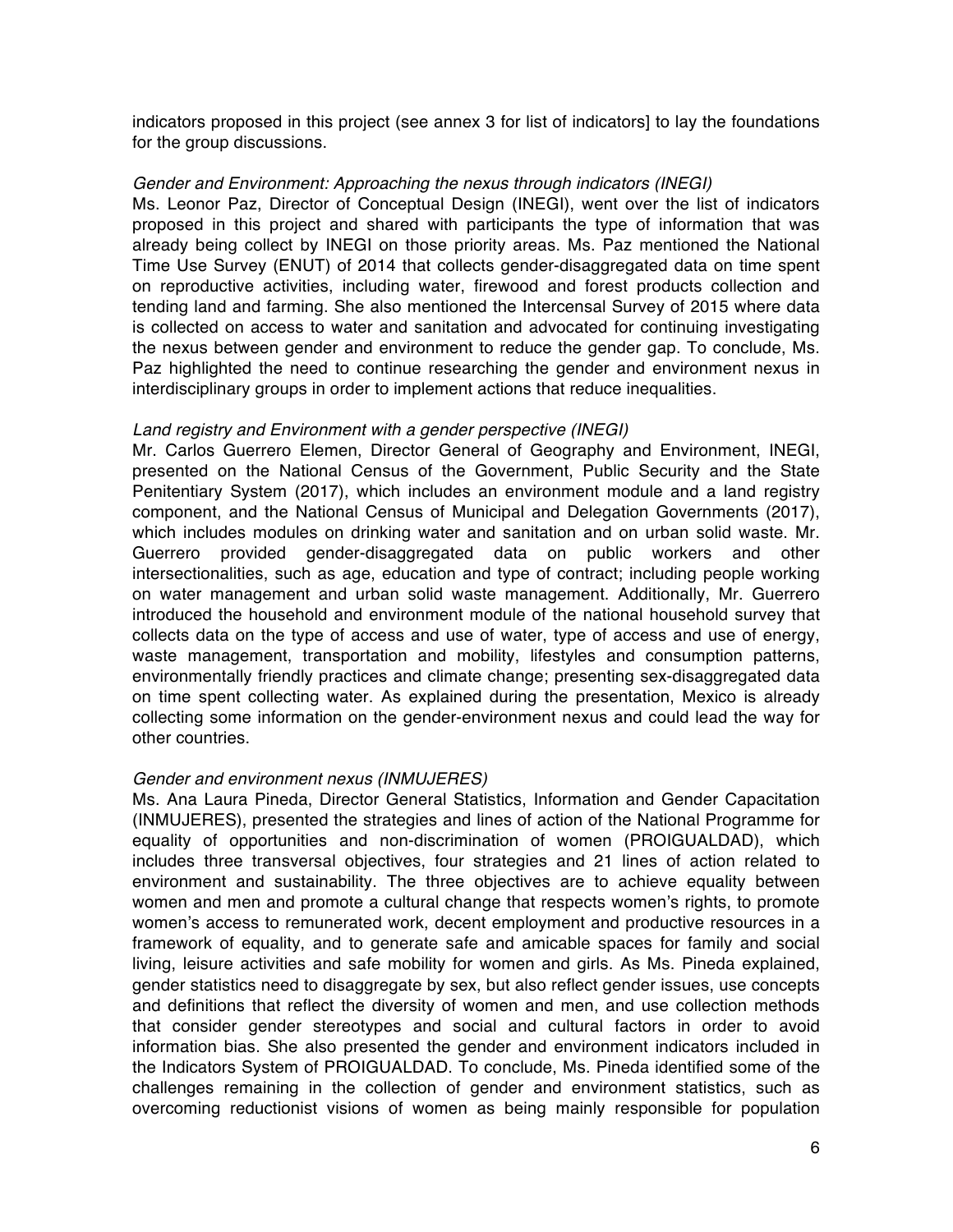indicators proposed in this project (see annex 3 for list of indicators] to lay the foundations for the group discussions.

*Gender and Environment: Approaching the nexus through indicators (INEGI)*

Ms. Leonor Paz, Director of Conceptual Design (INEGI), went over the list of indicators proposed in this project and shared with participants the type of information that was already being collect by INEGI on those priority areas. Ms. Paz mentioned the National Time Use Survey (ENUT) of 2014 that collects gender-disaggregated data on time spent on reproductive activities, including water, firewood and forest products collection and tending land and farming. She also mentioned the Intercensal Survey of 2015 where data is collected on access to water and sanitation and advocated for continuing investigating the nexus between gender and environment to reduce the gender gap. To conclude, Ms. Paz highlighted the need to continue researching the gender and environment nexus in interdisciplinary groups in order to implement actions that reduce inequalities.

*Land registry and Environment with a gender perspective (INEGI)*

Mr. Carlos Guerrero Elemen, Director General of Geography and Environment, INEGI, presented on the National Census of the Government, Public Security and the State Penitentiary System (2017), which includes an environment module and a land registry component, and the National Census of Municipal and Delegation Governments (2017), which includes modules on drinking water and sanitation and on urban solid waste. Mr. Guerrero provided gender-disaggregated data on public workers and other intersectionalities, such as age, education and type of contract; including people working on water management and urban solid waste management. Additionally, Mr. Guerrero introduced the household and environment module of the national household survey that collects data on the type of access and use of water, type of access and use of energy, waste management, transportation and mobility, lifestyles and consumption patterns, environmentally friendly practices and climate change; presenting sex-disaggregated data on time spent collecting water. As explained during the presentation, Mexico is already collecting some information on the gender-environment nexus and could lead the way for other countries.

*Gender and environment nexus (INMUJERES)*

Ms. Ana Laura Pineda, Director General Statistics, Information and Gender Capacitation (INMUJERES), presented the strategies and lines of action of the National Programme for equality of opportunities and non-discrimination of women (PROIGUALDAD), which includes three transversal objectives, four strategies and 21 lines of action related to environment and sustainability. The three objectives are to achieve equality between women and men and promote a cultural change that respects women's rights, to promote women's access to remunerated work, decent employment and productive resources in a framework of equality, and to generate safe and amicable spaces for family and social living, leisure activities and safe mobility for women and girls. As Ms. Pineda explained, gender statistics need to disaggregate by sex, but also reflect gender issues, use concepts and definitions that reflect the diversity of women and men, and use collection methods that consider gender stereotypes and social and cultural factors in order to avoid information bias. She also presented the gender and environment indicators included in the Indicators System of PROIGUALDAD. To conclude, Ms. Pineda identified some of the challenges remaining in the collection of gender and environment statistics, such as overcoming reductionist visions of women as being mainly responsible for population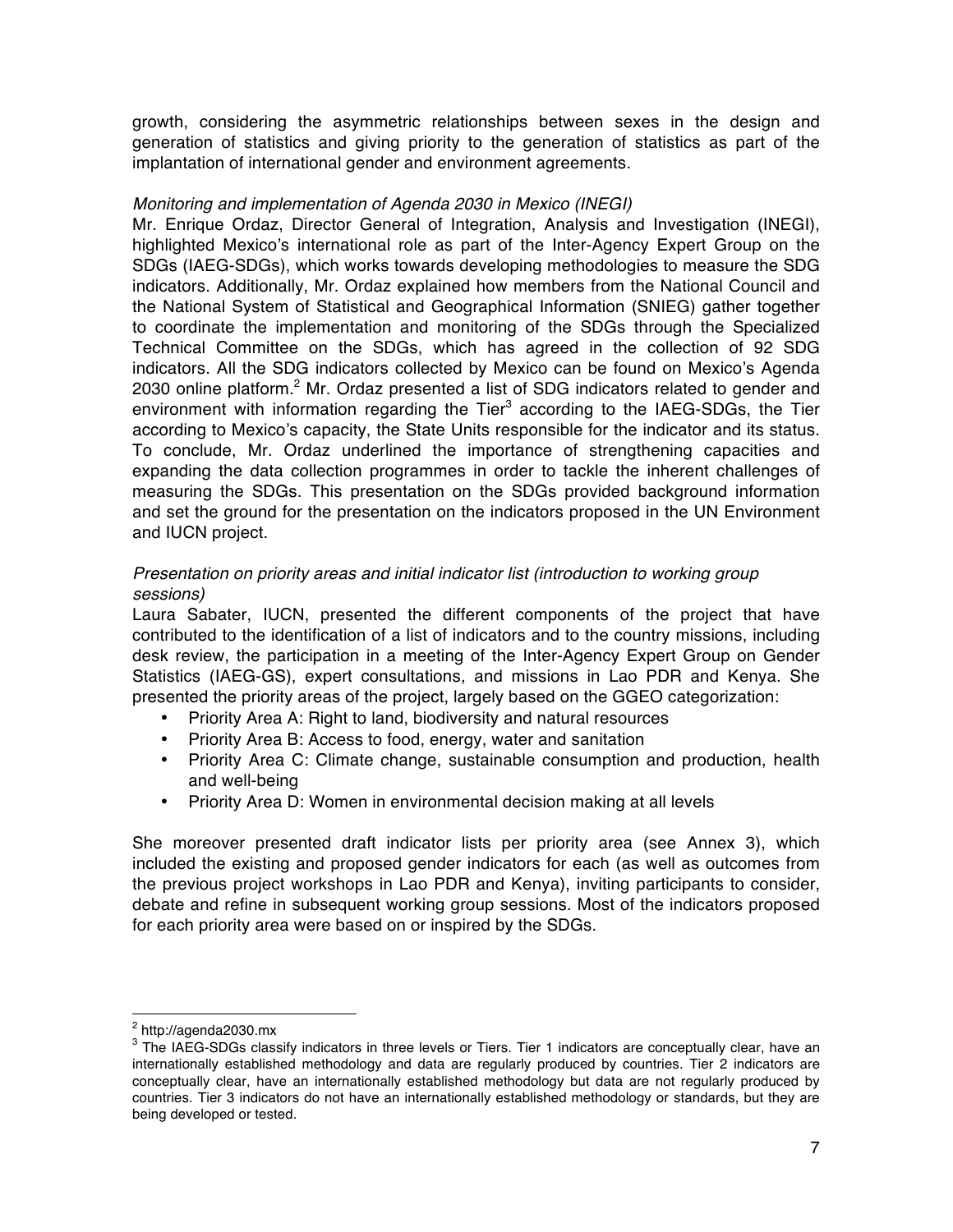growth, considering the asymmetric relationships between sexes in the design and generation of statistics and giving priority to the generation of statistics as part of the implantation of international gender and environment agreements.

*Monitoring and implementation of Agenda 2030 in Mexico (INEGI)*

Mr. Enrique Ordaz, Director General of Integration, Analysis and Investigation (INEGI), highlighted Mexico's international role as part of the Inter-Agency Expert Group on the SDGs (IAEG-SDGs), which works towards developing methodologies to measure the SDG indicators. Additionally, Mr. Ordaz explained how members from the National Council and the National System of Statistical and Geographical Information (SNIEG) gather together to coordinate the implementation and monitoring of the SDGs through the Specialized Technical Committee on the SDGs, which has agreed in the collection of 92 SDG indicators. All the SDG indicators collected by Mexico can be found on Mexico's Agenda 2030 online platform.[2] Mr. Ordaz presented a list of SDG indicators related to gender and environment with information regarding the Tier[3] according to the IAEG-SDGs, the Tier according to Mexico's capacity, the State Units responsible for the indicator and its status. To conclude, Mr. Ordaz underlined the importance of strengthening capacities and expanding the data collection programmes in order to tackle the inherent challenges of measuring the SDGs. This presentation on the SDGs provided background information and set the ground for the presentation on the indicators proposed in the UN Environment and IUCN project.

*Presentation on priority areas and initial indicator list (introduction to working group sessions)*

Laura Sabater, IUCN, presented the different components of the project that have contributed to the identification of a list of indicators and to the country missions, including desk review, the participation in a meeting of the Inter-Agency Expert Group on Gender Statistics (IAEG-GS), expert consultations, and missions in Lao PDR and Kenya. She presented the priority areas of the project, largely based on the GGEO categorization:

- Priority Area A: Right to land, biodiversity and natural resources
- Priority Area B: Access to food, energy, water and sanitation
- Priority Area C: Climate change, sustainable consumption and production, health and well-being
- Priority Area D: Women in environmental decision making at all levels

She moreover presented draft indicator lists per priority area (see Annex 3), which included the existing and proposed gender indicators for each (as well as outcomes from the previous project workshops in Lao PDR and Kenya), inviting participants to consider, debate and refine in subsequent working group sessions. Most of the indicators proposed for each priority area were based on or inspired by the SDGs.

---

[2] http://agenda2030.mx

[3] The IAEG-SDGs classify indicators in three levels or Tiers. Tier 1 indicators are conceptually clear, have an internationally established methodology and data are regularly produced by countries. Tier 2 indicators are conceptually clear, have an internationally established methodology but data are not regularly produced by countries. Tier 3 indicators do not have an internationally established methodology or standards, but they are being developed or tested.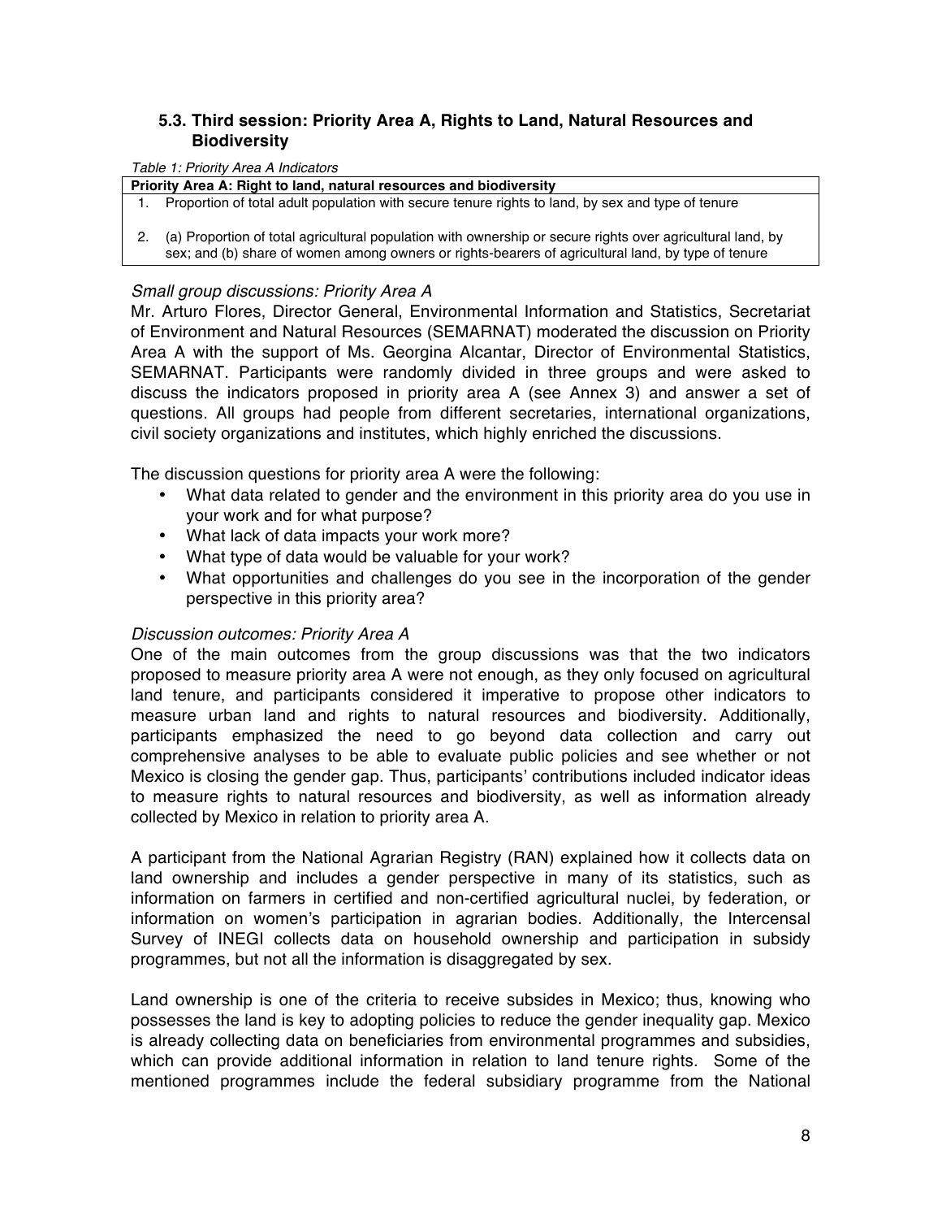### 5.3. Third session: Priority Area A, Rights to Land, Natural Resources and Biodiversity

*Table 1: Priority Area A Indicators*

| Priority Area A: Right to land, natural resources and biodiversity |
|---|
| 1. Proportion of total adult population with secure tenure rights to land, by sex and type of tenure |
| 2. (a) Proportion of total agricultural population with ownership or secure rights over agricultural land, by sex; and (b) share of women among owners or rights-bearers of agricultural land, by type of tenure |

*Small group discussions: Priority Area A*

Mr. Arturo Flores, Director General, Environmental Information and Statistics, Secretariat of Environment and Natural Resources (SEMARNAT) moderated the discussion on Priority Area A with the support of Ms. Georgina Alcantar, Director of Environmental Statistics, SEMARNAT. Participants were randomly divided in three groups and were asked to discuss the indicators proposed in priority area A (see Annex 3) and answer a set of questions. All groups had people from different secretaries, international organizations, civil society organizations and institutes, which highly enriched the discussions.

The discussion questions for priority area A were the following:

- What data related to gender and the environment in this priority area do you use in your work and for what purpose?
- What lack of data impacts your work more?
- What type of data would be valuable for your work?
- What opportunities and challenges do you see in the incorporation of the gender perspective in this priority area?

*Discussion outcomes: Priority Area A*

One of the main outcomes from the group discussions was that the two indicators proposed to measure priority area A were not enough, as they only focused on agricultural land tenure, and participants considered it imperative to propose other indicators to measure urban land and rights to natural resources and biodiversity. Additionally, participants emphasized the need to go beyond data collection and carry out comprehensive analyses to be able to evaluate public policies and see whether or not Mexico is closing the gender gap. Thus, participants' contributions included indicator ideas to measure rights to natural resources and biodiversity, as well as information already collected by Mexico in relation to priority area A.

A participant from the National Agrarian Registry (RAN) explained how it collects data on land ownership and includes a gender perspective in many of its statistics, such as information on farmers in certified and non-certified agricultural nuclei, by federation, or information on women's participation in agrarian bodies. Additionally, the Intercensal Survey of INEGI collects data on household ownership and participation in subsidy programmes, but not all the information is disaggregated by sex.

Land ownership is one of the criteria to receive subsides in Mexico; thus, knowing who possesses the land is key to adopting policies to reduce the gender inequality gap. Mexico is already collecting data on beneficiaries from environmental programmes and subsidies, which can provide additional information in relation to land tenure rights. Some of the mentioned programmes include the federal subsidiary programme from the National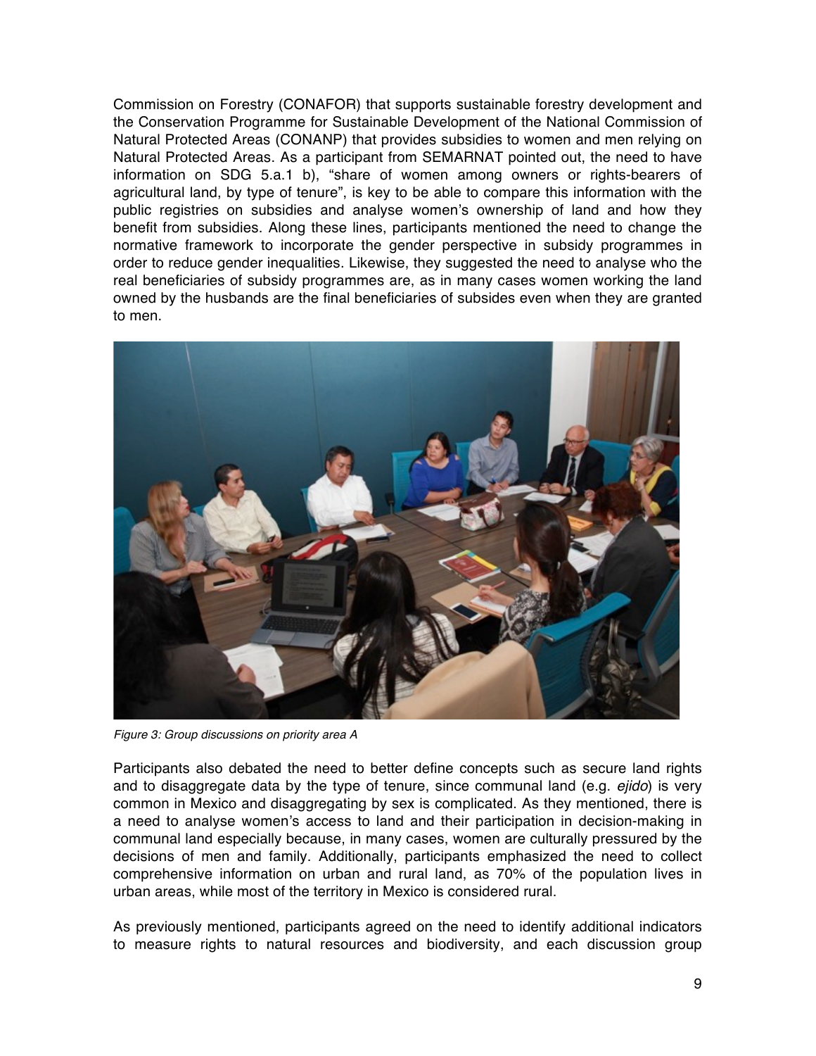Commission on Forestry (CONAFOR) that supports sustainable forestry development and the Conservation Programme for Sustainable Development of the National Commission of Natural Protected Areas (CONANP) that provides subsidies to women and men relying on Natural Protected Areas. As a participant from SEMARNAT pointed out, the need to have information on SDG 5.a.1 b), "share of women among owners or rights-bearers of agricultural land, by type of tenure", is key to be able to compare this information with the public registries on subsidies and analyse women's ownership of land and how they benefit from subsidies. Along these lines, participants mentioned the need to change the normative framework to incorporate the gender perspective in subsidy programmes in order to reduce gender inequalities. Likewise, they suggested the need to analyse who the real beneficiaries of subsidy programmes are, as in many cases women working the land owned by the husbands are the final beneficiaries of subsides even when they are granted to men.

*Figure 3: Group discussions on priority area A*

Participants also debated the need to better define concepts such as secure land rights and to disaggregate data by the type of tenure, since communal land (e.g. *ejido*) is very common in Mexico and disaggregating by sex is complicated. As they mentioned, there is a need to analyse women's access to land and their participation in decision-making in communal land especially because, in many cases, women are culturally pressured by the decisions of men and family. Additionally, participants emphasized the need to collect comprehensive information on urban and rural land, as 70% of the population lives in urban areas, while most of the territory in Mexico is considered rural.

As previously mentioned, participants agreed on the need to identify additional indicators to measure rights to natural resources and biodiversity, and each discussion group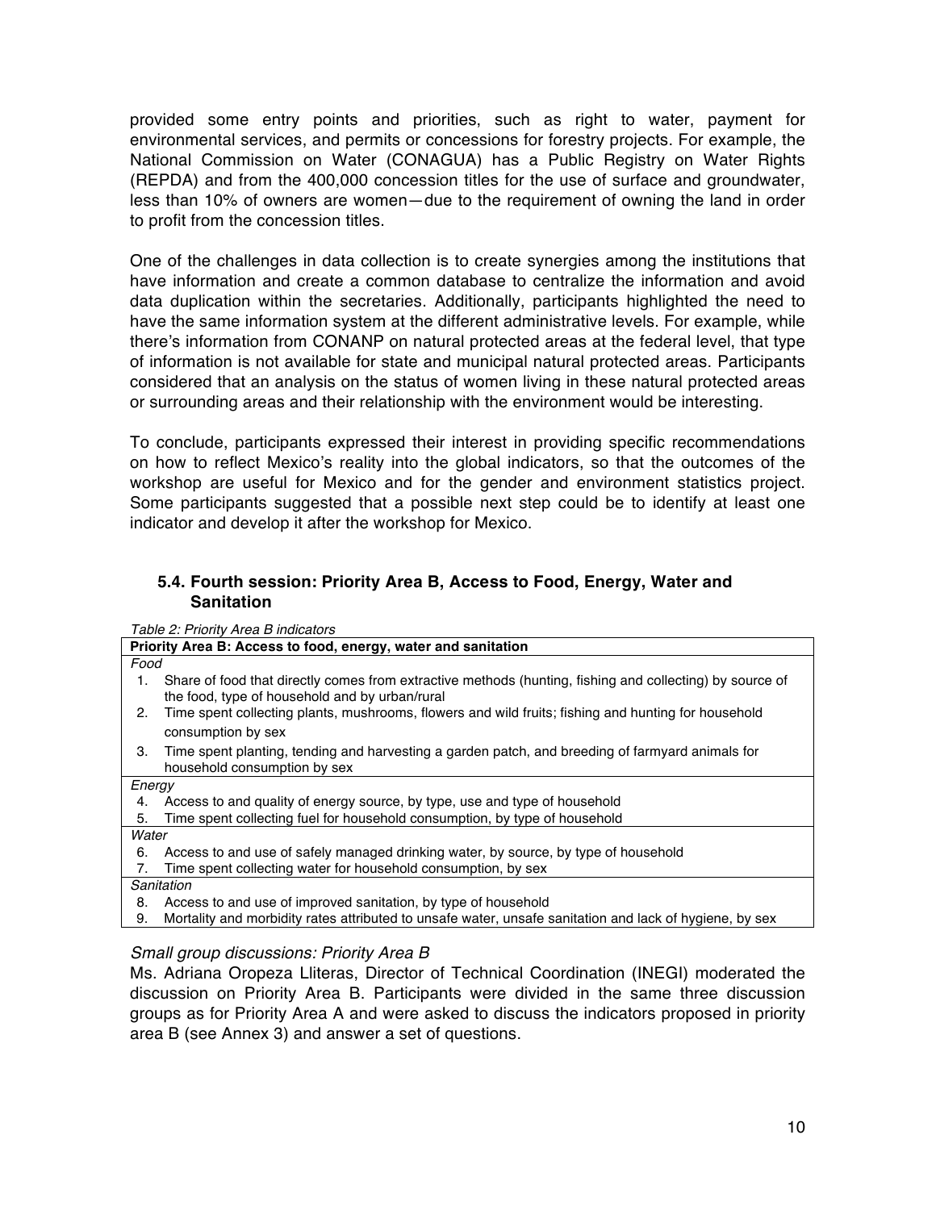provided some entry points and priorities, such as right to water, payment for environmental services, and permits or concessions for forestry projects. For example, the National Commission on Water (CONAGUA) has a Public Registry on Water Rights (REPDA) and from the 400,000 concession titles for the use of surface and groundwater, less than 10% of owners are women—due to the requirement of owning the land in order to profit from the concession titles.

One of the challenges in data collection is to create synergies among the institutions that have information and create a common database to centralize the information and avoid data duplication within the secretaries. Additionally, participants highlighted the need to have the same information system at the different administrative levels. For example, while there's information from CONANP on natural protected areas at the federal level, that type of information is not available for state and municipal natural protected areas. Participants considered that an analysis on the status of women living in these natural protected areas or surrounding areas and their relationship with the environment would be interesting.

To conclude, participants expressed their interest in providing specific recommendations on how to reflect Mexico's reality into the global indicators, so that the outcomes of the workshop are useful for Mexico and for the gender and environment statistics project. Some participants suggested that a possible next step could be to identify at least one indicator and develop it after the workshop for Mexico.

### 5.4. Fourth session: Priority Area B, Access to Food, Energy, Water and Sanitation

*Table 2: Priority Area B indicators*

| **Priority Area B: Access to food, energy, water and sanitation** |
|---|
| *Food* |
| 1. Share of food that directly comes from extractive methods (hunting, fishing and collecting) by source of the food, type of household and by urban/rural |
| 2. Time spent collecting plants, mushrooms, flowers and wild fruits; fishing and hunting for household consumption by sex |
| 3. Time spent planting, tending and harvesting a garden patch, and breeding of farmyard animals for household consumption by sex |
| *Energy* |
| 4. Access to and quality of energy source, by type, use and type of household |
| 5. Time spent collecting fuel for household consumption, by type of household |
| *Water* |
| 6. Access to and use of safely managed drinking water, by source, by type of household |
| 7. Time spent collecting water for household consumption, by sex |
| *Sanitation* |
| 8. Access to and use of improved sanitation, by type of household |
| 9. Mortality and morbidity rates attributed to unsafe water, unsafe sanitation and lack of hygiene, by sex |

*Small group discussions: Priority Area B*

Ms. Adriana Oropeza Lliteras, Director of Technical Coordination (INEGI) moderated the discussion on Priority Area B. Participants were divided in the same three discussion groups as for Priority Area A and were asked to discuss the indicators proposed in priority area B (see Annex 3) and answer a set of questions.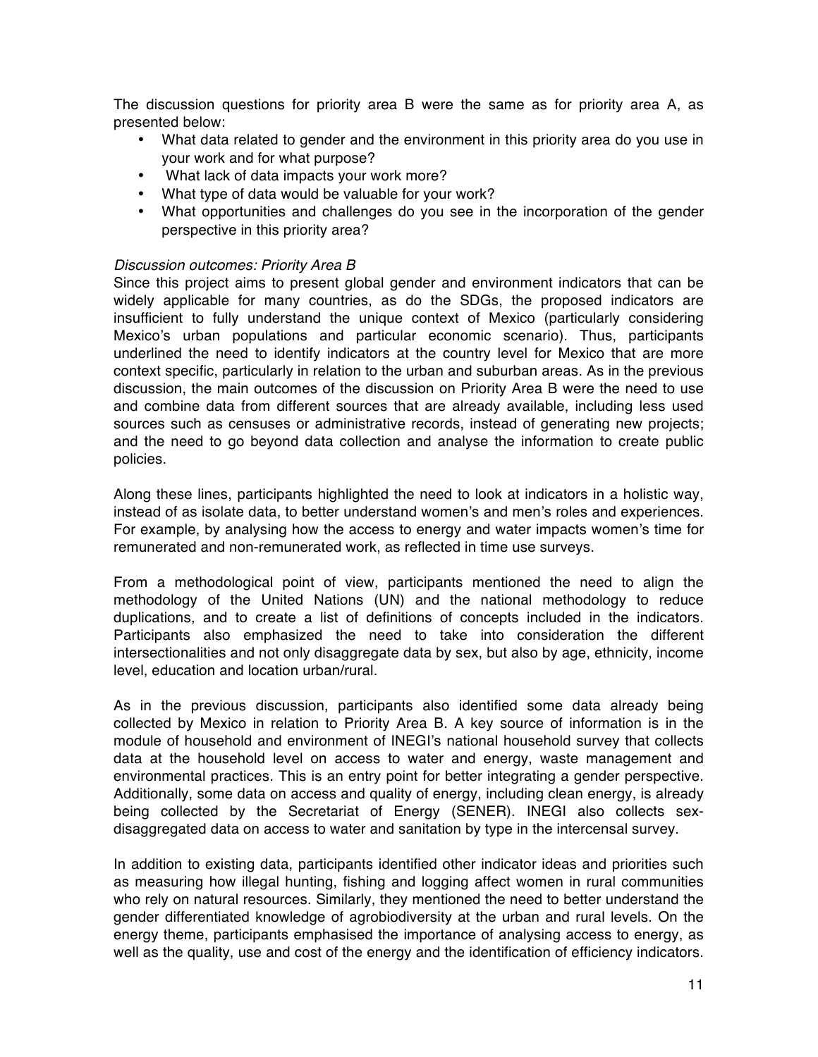The discussion questions for priority area B were the same as for priority area A, as presented below:

- What data related to gender and the environment in this priority area do you use in your work and for what purpose?
- What lack of data impacts your work more?
- What type of data would be valuable for your work?
- What opportunities and challenges do you see in the incorporation of the gender perspective in this priority area?

*Discussion outcomes: Priority Area B*

Since this project aims to present global gender and environment indicators that can be widely applicable for many countries, as do the SDGs, the proposed indicators are insufficient to fully understand the unique context of Mexico (particularly considering Mexico's urban populations and particular economic scenario). Thus, participants underlined the need to identify indicators at the country level for Mexico that are more context specific, particularly in relation to the urban and suburban areas. As in the previous discussion, the main outcomes of the discussion on Priority Area B were the need to use and combine data from different sources that are already available, including less used sources such as censuses or administrative records, instead of generating new projects; and the need to go beyond data collection and analyse the information to create public policies.

Along these lines, participants highlighted the need to look at indicators in a holistic way, instead of as isolate data, to better understand women's and men's roles and experiences. For example, by analysing how the access to energy and water impacts women's time for remunerated and non-remunerated work, as reflected in time use surveys.

From a methodological point of view, participants mentioned the need to align the methodology of the United Nations (UN) and the national methodology to reduce duplications, and to create a list of definitions of concepts included in the indicators. Participants also emphasized the need to take into consideration the different intersectionalities and not only disaggregate data by sex, but also by age, ethnicity, income level, education and location urban/rural.

As in the previous discussion, participants also identified some data already being collected by Mexico in relation to Priority Area B. A key source of information is in the module of household and environment of INEGI's national household survey that collects data at the household level on access to water and energy, waste management and environmental practices. This is an entry point for better integrating a gender perspective. Additionally, some data on access and quality of energy, including clean energy, is already being collected by the Secretariat of Energy (SENER). INEGI also collects sex-disaggregated data on access to water and sanitation by type in the intercensal survey.

In addition to existing data, participants identified other indicator ideas and priorities such as measuring how illegal hunting, fishing and logging affect women in rural communities who rely on natural resources. Similarly, they mentioned the need to better understand the gender differentiated knowledge of agrobiodiversity at the urban and rural levels. On the energy theme, participants emphasised the importance of analysing access to energy, as well as the quality, use and cost of the energy and the identification of efficiency indicators.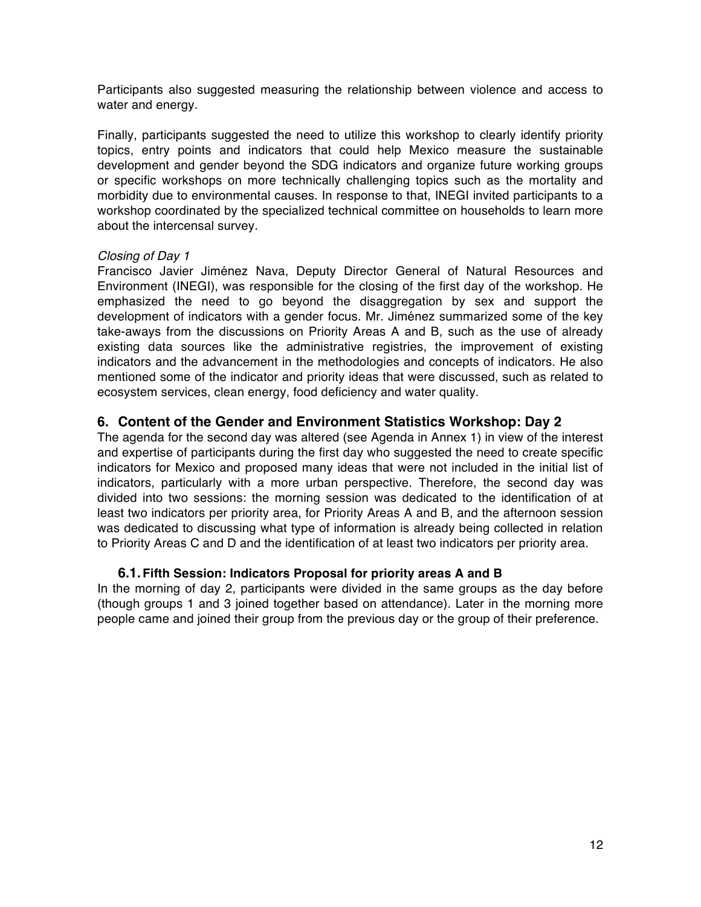Participants also suggested measuring the relationship between violence and access to water and energy.

Finally, participants suggested the need to utilize this workshop to clearly identify priority topics, entry points and indicators that could help Mexico measure the sustainable development and gender beyond the SDG indicators and organize future working groups or specific workshops on more technically challenging topics such as the mortality and morbidity due to environmental causes. In response to that, INEGI invited participants to a workshop coordinated by the specialized technical committee on households to learn more about the intercensal survey.

*Closing of Day 1*

Francisco Javier Jiménez Nava, Deputy Director General of Natural Resources and Environment (INEGI), was responsible for the closing of the first day of the workshop. He emphasized the need to go beyond the disaggregation by sex and support the development of indicators with a gender focus. Mr. Jiménez summarized some of the key take-aways from the discussions on Priority Areas A and B, such as the use of already existing data sources like the administrative registries, the improvement of existing indicators and the advancement in the methodologies and concepts of indicators. He also mentioned some of the indicator and priority ideas that were discussed, such as related to ecosystem services, clean energy, food deficiency and water quality.

## 6. Content of the Gender and Environment Statistics Workshop: Day 2

The agenda for the second day was altered (see Agenda in Annex 1) in view of the interest and expertise of participants during the first day who suggested the need to create specific indicators for Mexico and proposed many ideas that were not included in the initial list of indicators, particularly with a more urban perspective. Therefore, the second day was divided into two sessions: the morning session was dedicated to the identification of at least two indicators per priority area, for Priority Areas A and B, and the afternoon session was dedicated to discussing what type of information is already being collected in relation to Priority Areas C and D and the identification of at least two indicators per priority area.

### 6.1. Fifth Session: Indicators Proposal for priority areas A and B

In the morning of day 2, participants were divided in the same groups as the day before (though groups 1 and 3 joined together based on attendance). Later in the morning more people came and joined their group from the previous day or the group of their preference.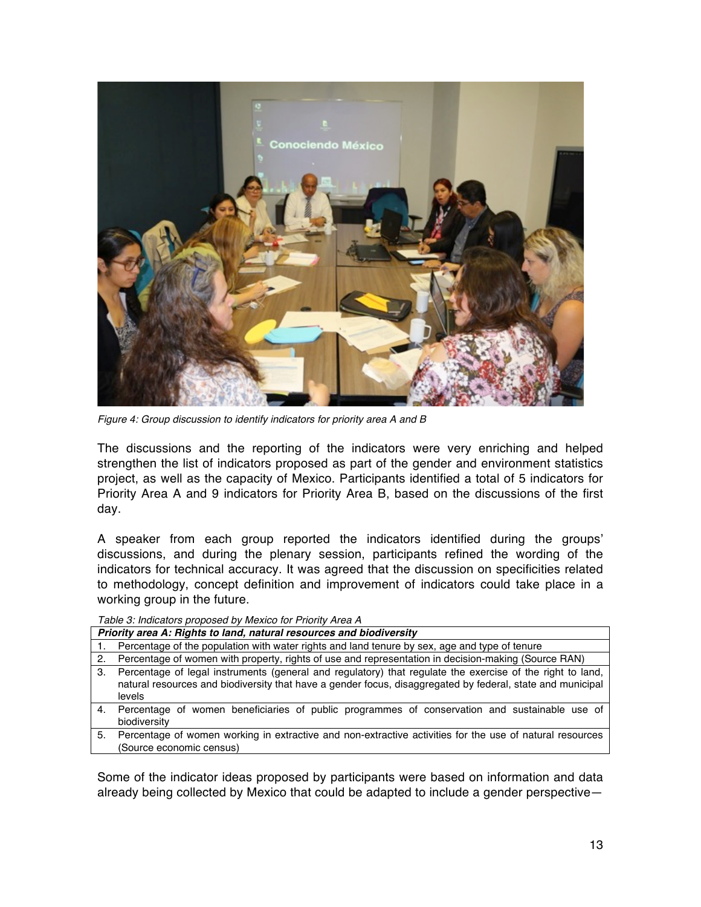*Figure 4: Group discussion to identify indicators for priority area A and B*

The discussions and the reporting of the indicators were very enriching and helped strengthen the list of indicators proposed as part of the gender and environment statistics project, as well as the capacity of Mexico. Participants identified a total of 5 indicators for Priority Area A and 9 indicators for Priority Area B, based on the discussions of the first day.

A speaker from each group reported the indicators identified during the groups' discussions, and during the plenary session, participants refined the wording of the indicators for technical accuracy. It was agreed that the discussion on specificities related to methodology, concept definition and improvement of indicators could take place in a working group in the future.

*Table 3: Indicators proposed by Mexico for Priority Area A*

| ***Priority area A: Rights to land, natural resources and biodiversity*** |
|---|
| 1. Percentage of the population with water rights and land tenure by sex, age and type of tenure |
| 2. Percentage of women with property, rights of use and representation in decision-making (Source RAN) |
| 3. Percentage of legal instruments (general and regulatory) that regulate the exercise of the right to land, natural resources and biodiversity that have a gender focus, disaggregated by federal, state and municipal levels |
| 4. Percentage of women beneficiaries of public programmes of conservation and sustainable use of biodiversity |
| 5. Percentage of women working in extractive and non-extractive activities for the use of natural resources (Source economic census) |

Some of the indicator ideas proposed by participants were based on information and data already being collected by Mexico that could be adapted to include a gender perspective—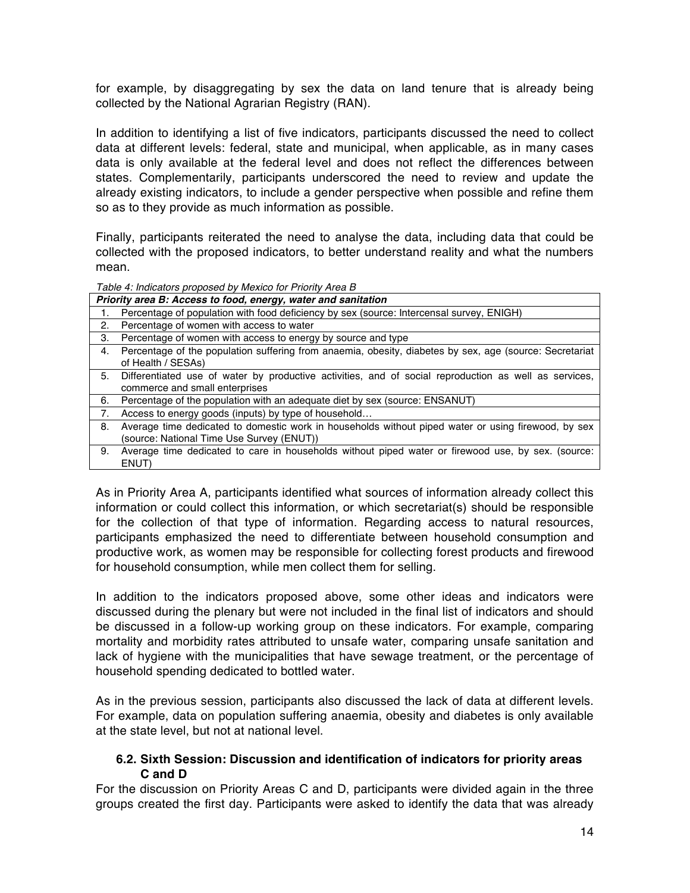for example, by disaggregating by sex the data on land tenure that is already being collected by the National Agrarian Registry (RAN).

In addition to identifying a list of five indicators, participants discussed the need to collect data at different levels: federal, state and municipal, when applicable, as in many cases data is only available at the federal level and does not reflect the differences between states. Complementarily, participants underscored the need to review and update the already existing indicators, to include a gender perspective when possible and refine them so as to they provide as much information as possible.

Finally, participants reiterated the need to analyse the data, including data that could be collected with the proposed indicators, to better understand reality and what the numbers mean.

*Table 4: Indicators proposed by Mexico for Priority Area B*

| ***Priority area B: Access to food, energy, water and sanitation*** | |
|---|---|
| 1. | Percentage of population with food deficiency by sex (source: Intercensal survey, ENIGH) |
| 2. | Percentage of women with access to water |
| 3. | Percentage of women with access to energy by source and type |
| 4. | Percentage of the population suffering from anaemia, obesity, diabetes by sex, age (source: Secretariat of Health / SESAs) |
| 5. | Differentiated use of water by productive activities, and of social reproduction as well as services, commerce and small enterprises |
| 6. | Percentage of the population with an adequate diet by sex (source: ENSANUT) |
| 7. | Access to energy goods (inputs) by type of household… |
| 8. | Average time dedicated to domestic work in households without piped water or using firewood, by sex (source: National Time Use Survey (ENUT)) |
| 9. | Average time dedicated to care in households without piped water or firewood use, by sex. (source: ENUT) |

As in Priority Area A, participants identified what sources of information already collect this information or could collect this information, or which secretariat(s) should be responsible for the collection of that type of information. Regarding access to natural resources, participants emphasized the need to differentiate between household consumption and productive work, as women may be responsible for collecting forest products and firewood for household consumption, while men collect them for selling.

In addition to the indicators proposed above, some other ideas and indicators were discussed during the plenary but were not included in the final list of indicators and should be discussed in a follow-up working group on these indicators. For example, comparing mortality and morbidity rates attributed to unsafe water, comparing unsafe sanitation and lack of hygiene with the municipalities that have sewage treatment, or the percentage of household spending dedicated to bottled water.

As in the previous session, participants also discussed the lack of data at different levels. For example, data on population suffering anaemia, obesity and diabetes is only available at the state level, but not at national level.

### 6.2. Sixth Session: Discussion and identification of indicators for priority areas C and D

For the discussion on Priority Areas C and D, participants were divided again in the three groups created the first day. Participants were asked to identify the data that was already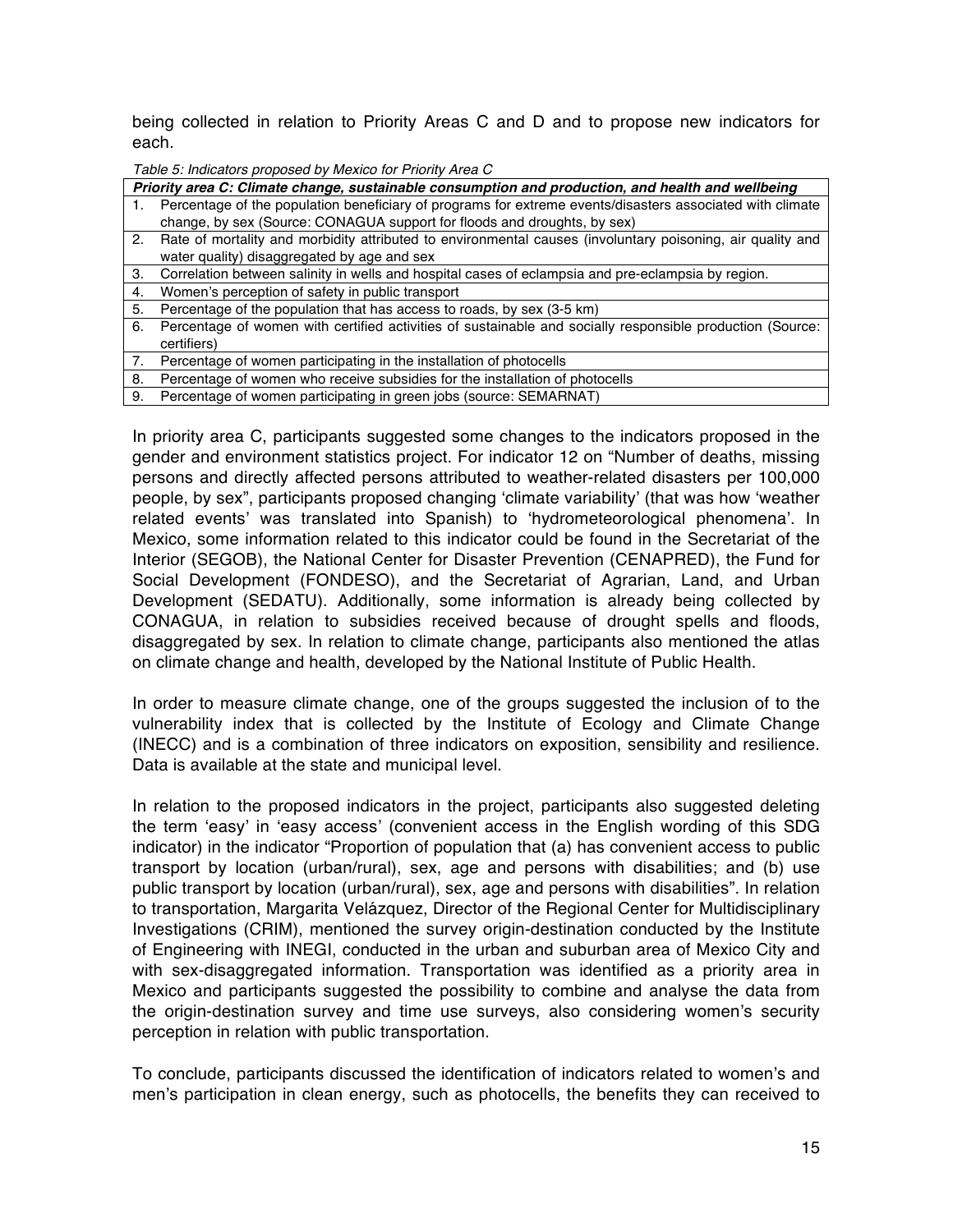being collected in relation to Priority Areas C and D and to propose new indicators for each.

*Table 5: Indicators proposed by Mexico for Priority Area C*

| ***Priority area C: Climate change, sustainable consumption and production, and health and wellbeing*** |
|---|
| 1. Percentage of the population beneficiary of programs for extreme events/disasters associated with climate change, by sex (Source: CONAGUA support for floods and droughts, by sex) |
| 2. Rate of mortality and morbidity attributed to environmental causes (involuntary poisoning, air quality and water quality) disaggregated by age and sex |
| 3. Correlation between salinity in wells and hospital cases of eclampsia and pre-eclampsia by region. |
| 4. Women's perception of safety in public transport |
| 5. Percentage of the population that has access to roads, by sex (3-5 km) |
| 6. Percentage of women with certified activities of sustainable and socially responsible production (Source: certifiers) |
| 7. Percentage of women participating in the installation of photocells |
| 8. Percentage of women who receive subsidies for the installation of photocells |
| 9. Percentage of women participating in green jobs (source: SEMARNAT) |

In priority area C, participants suggested some changes to the indicators proposed in the gender and environment statistics project. For indicator 12 on "Number of deaths, missing persons and directly affected persons attributed to weather-related disasters per 100,000 people, by sex", participants proposed changing 'climate variability' (that was how 'weather related events' was translated into Spanish) to 'hydrometeorological phenomena'. In Mexico, some information related to this indicator could be found in the Secretariat of the Interior (SEGOB), the National Center for Disaster Prevention (CENAPRED), the Fund for Social Development (FONDESO), and the Secretariat of Agrarian, Land, and Urban Development (SEDATU). Additionally, some information is already being collected by CONAGUA, in relation to subsidies received because of drought spells and floods, disaggregated by sex. In relation to climate change, participants also mentioned the atlas on climate change and health, developed by the National Institute of Public Health.

In order to measure climate change, one of the groups suggested the inclusion of to the vulnerability index that is collected by the Institute of Ecology and Climate Change (INECC) and is a combination of three indicators on exposition, sensibility and resilience. Data is available at the state and municipal level.

In relation to the proposed indicators in the project, participants also suggested deleting the term 'easy' in 'easy access' (convenient access in the English wording of this SDG indicator) in the indicator "Proportion of population that (a) has convenient access to public transport by location (urban/rural), sex, age and persons with disabilities; and (b) use public transport by location (urban/rural), sex, age and persons with disabilities". In relation to transportation, Margarita Velázquez, Director of the Regional Center for Multidisciplinary Investigations (CRIM), mentioned the survey origin-destination conducted by the Institute of Engineering with INEGI, conducted in the urban and suburban area of Mexico City and with sex-disaggregated information. Transportation was identified as a priority area in Mexico and participants suggested the possibility to combine and analyse the data from the origin-destination survey and time use surveys, also considering women's security perception in relation with public transportation.

To conclude, participants discussed the identification of indicators related to women's and men's participation in clean energy, such as photocells, the benefits they can received to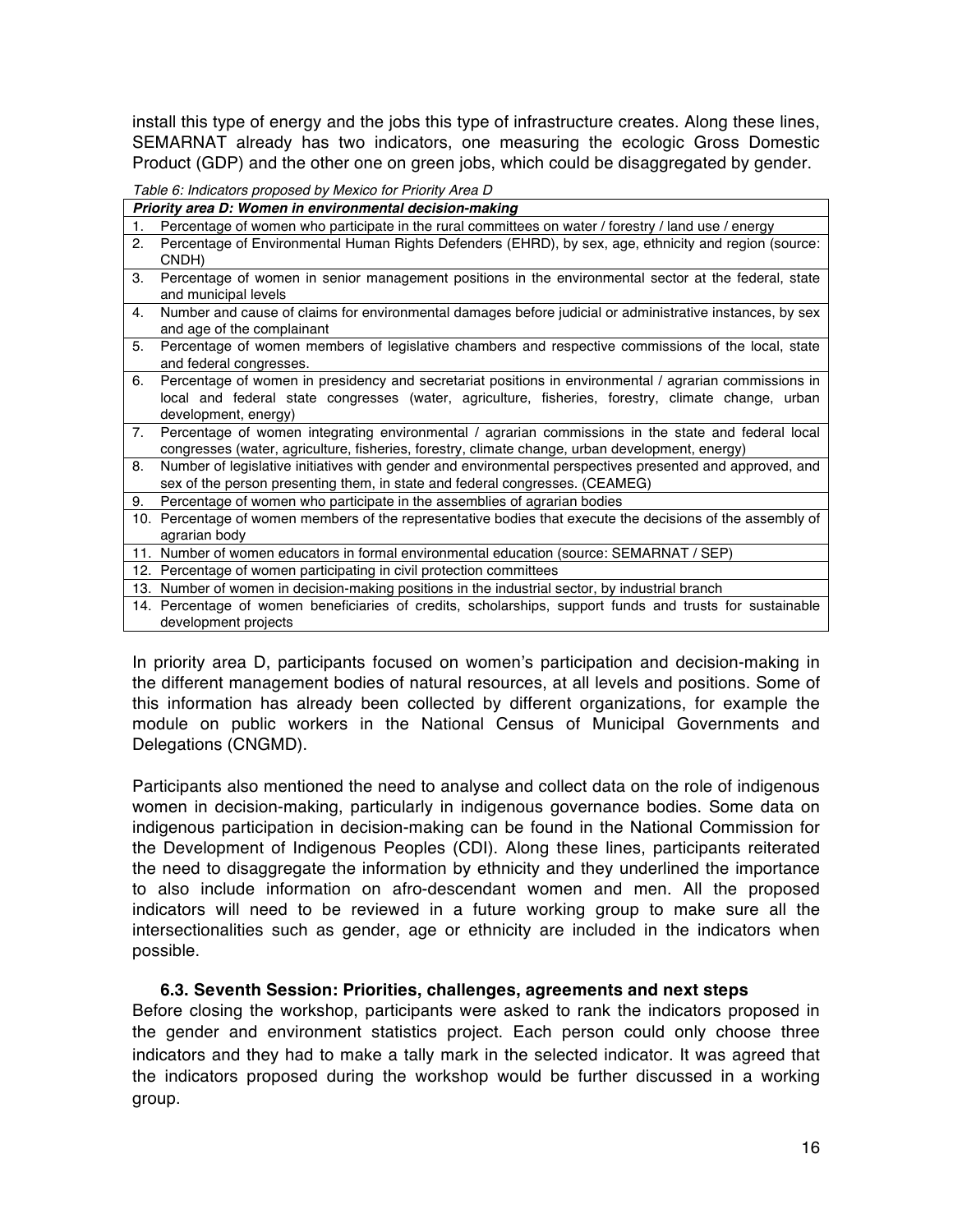install this type of energy and the jobs this type of infrastructure creates. Along these lines, SEMARNAT already has two indicators, one measuring the ecologic Gross Domestic Product (GDP) and the other one on green jobs, which could be disaggregated by gender.

*Table 6: Indicators proposed by Mexico for Priority Area D*

| ***Priority area D: Women in environmental decision-making*** |
|---|
| 1. Percentage of women who participate in the rural committees on water / forestry / land use / energy |
| 2. Percentage of Environmental Human Rights Defenders (EHRD), by sex, age, ethnicity and region (source: CNDH) |
| 3. Percentage of women in senior management positions in the environmental sector at the federal, state and municipal levels |
| 4. Number and cause of claims for environmental damages before judicial or administrative instances, by sex and age of the complainant |
| 5. Percentage of women members of legislative chambers and respective commissions of the local, state and federal congresses. |
| 6. Percentage of women in presidency and secretariat positions in environmental / agrarian commissions in local and federal state congresses (water, agriculture, fisheries, forestry, climate change, urban development, energy) |
| 7. Percentage of women integrating environmental / agrarian commissions in the state and federal local congresses (water, agriculture, fisheries, forestry, climate change, urban development, energy) |
| 8. Number of legislative initiatives with gender and environmental perspectives presented and approved, and sex of the person presenting them, in state and federal congresses. (CEAMEG) |
| 9. Percentage of women who participate in the assemblies of agrarian bodies |
| 10. Percentage of women members of the representative bodies that execute the decisions of the assembly of agrarian body |
| 11. Number of women educators in formal environmental education (source: SEMARNAT / SEP) |
| 12. Percentage of women participating in civil protection committees |
| 13. Number of women in decision-making positions in the industrial sector, by industrial branch |
| 14. Percentage of women beneficiaries of credits, scholarships, support funds and trusts for sustainable development projects |

In priority area D, participants focused on women's participation and decision-making in the different management bodies of natural resources, at all levels and positions. Some of this information has already been collected by different organizations, for example the module on public workers in the National Census of Municipal Governments and Delegations (CNGMD).

Participants also mentioned the need to analyse and collect data on the role of indigenous women in decision-making, particularly in indigenous governance bodies. Some data on indigenous participation in decision-making can be found in the National Commission for the Development of Indigenous Peoples (CDI). Along these lines, participants reiterated the need to disaggregate the information by ethnicity and they underlined the importance to also include information on afro-descendant women and men. All the proposed indicators will need to be reviewed in a future working group to make sure all the intersectionalities such as gender, age or ethnicity are included in the indicators when possible.

### 6.3. Seventh Session: Priorities, challenges, agreements and next steps

Before closing the workshop, participants were asked to rank the indicators proposed in the gender and environment statistics project. Each person could only choose three indicators and they had to make a tally mark in the selected indicator. It was agreed that the indicators proposed during the workshop would be further discussed in a working group.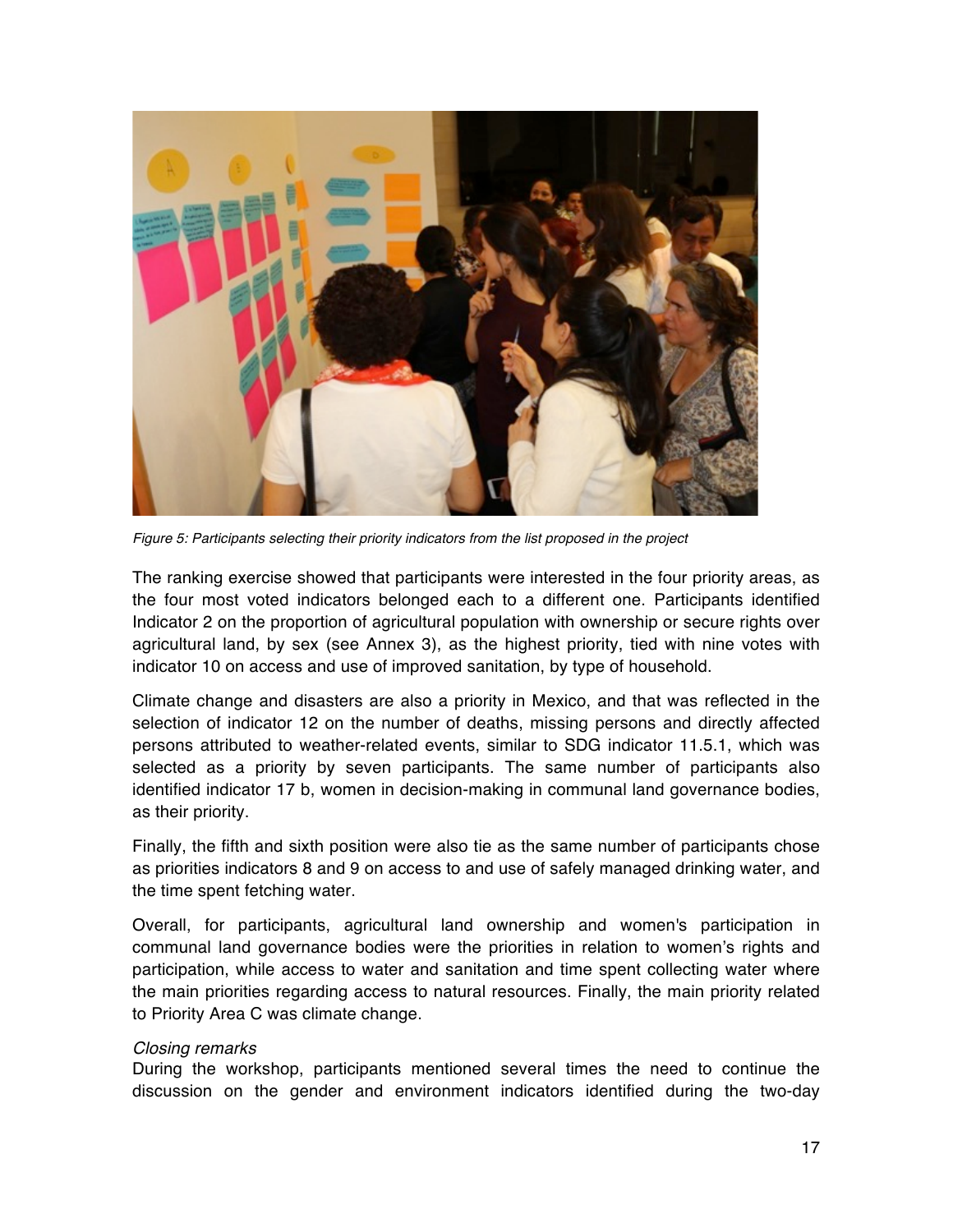*Figure 5: Participants selecting their priority indicators from the list proposed in the project*

The ranking exercise showed that participants were interested in the four priority areas, as the four most voted indicators belonged each to a different one. Participants identified Indicator 2 on the proportion of agricultural population with ownership or secure rights over agricultural land, by sex (see Annex 3), as the highest priority, tied with nine votes with indicator 10 on access and use of improved sanitation, by type of household.

Climate change and disasters are also a priority in Mexico, and that was reflected in the selection of indicator 12 on the number of deaths, missing persons and directly affected persons attributed to weather-related events, similar to SDG indicator 11.5.1, which was selected as a priority by seven participants. The same number of participants also identified indicator 17 b, women in decision-making in communal land governance bodies, as their priority.

Finally, the fifth and sixth position were also tie as the same number of participants chose as priorities indicators 8 and 9 on access to and use of safely managed drinking water, and the time spent fetching water.

Overall, for participants, agricultural land ownership and women's participation in communal land governance bodies were the priorities in relation to women's rights and participation, while access to water and sanitation and time spent collecting water where the main priorities regarding access to natural resources. Finally, the main priority related to Priority Area C was climate change.

*Closing remarks*

During the workshop, participants mentioned several times the need to continue the discussion on the gender and environment indicators identified during the two-day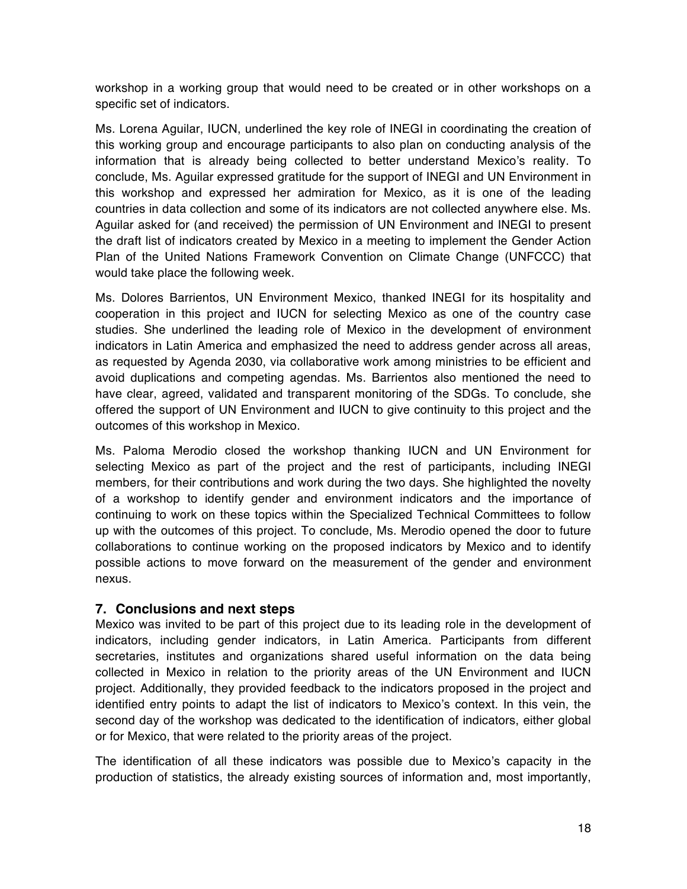workshop in a working group that would need to be created or in other workshops on a specific set of indicators.

Ms. Lorena Aguilar, IUCN, underlined the key role of INEGI in coordinating the creation of this working group and encourage participants to also plan on conducting analysis of the information that is already being collected to better understand Mexico's reality. To conclude, Ms. Aguilar expressed gratitude for the support of INEGI and UN Environment in this workshop and expressed her admiration for Mexico, as it is one of the leading countries in data collection and some of its indicators are not collected anywhere else. Ms. Aguilar asked for (and received) the permission of UN Environment and INEGI to present the draft list of indicators created by Mexico in a meeting to implement the Gender Action Plan of the United Nations Framework Convention on Climate Change (UNFCCC) that would take place the following week.

Ms. Dolores Barrientos, UN Environment Mexico, thanked INEGI for its hospitality and cooperation in this project and IUCN for selecting Mexico as one of the country case studies. She underlined the leading role of Mexico in the development of environment indicators in Latin America and emphasized the need to address gender across all areas, as requested by Agenda 2030, via collaborative work among ministries to be efficient and avoid duplications and competing agendas. Ms. Barrientos also mentioned the need to have clear, agreed, validated and transparent monitoring of the SDGs. To conclude, she offered the support of UN Environment and IUCN to give continuity to this project and the outcomes of this workshop in Mexico.

Ms. Paloma Merodio closed the workshop thanking IUCN and UN Environment for selecting Mexico as part of the project and the rest of participants, including INEGI members, for their contributions and work during the two days. She highlighted the novelty of a workshop to identify gender and environment indicators and the importance of continuing to work on these topics within the Specialized Technical Committees to follow up with the outcomes of this project. To conclude, Ms. Merodio opened the door to future collaborations to continue working on the proposed indicators by Mexico and to identify possible actions to move forward on the measurement of the gender and environment nexus.

## 7. Conclusions and next steps

Mexico was invited to be part of this project due to its leading role in the development of indicators, including gender indicators, in Latin America. Participants from different secretaries, institutes and organizations shared useful information on the data being collected in Mexico in relation to the priority areas of the UN Environment and IUCN project. Additionally, they provided feedback to the indicators proposed in the project and identified entry points to adapt the list of indicators to Mexico's context. In this vein, the second day of the workshop was dedicated to the identification of indicators, either global or for Mexico, that were related to the priority areas of the project.

The identification of all these indicators was possible due to Mexico's capacity in the production of statistics, the already existing sources of information and, most importantly,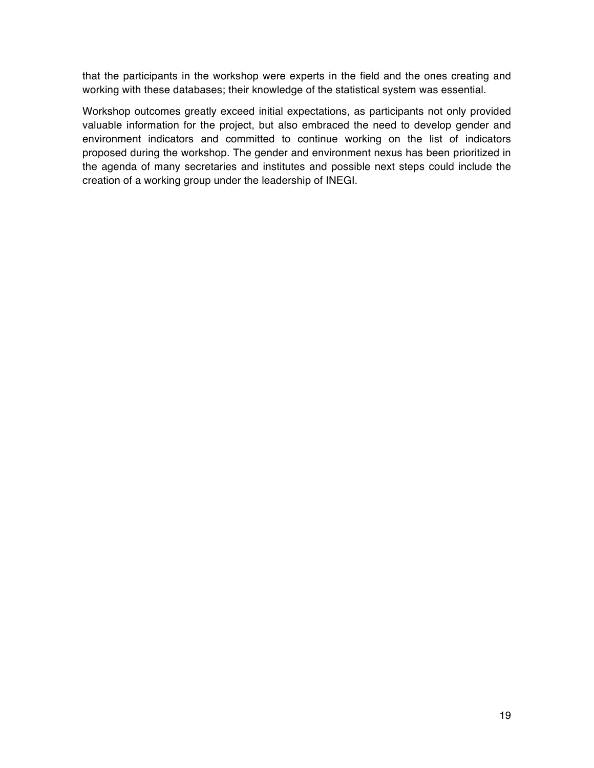that the participants in the workshop were experts in the field and the ones creating and working with these databases; their knowledge of the statistical system was essential.

Workshop outcomes greatly exceed initial expectations, as participants not only provided valuable information for the project, but also embraced the need to develop gender and environment indicators and committed to continue working on the list of indicators proposed during the workshop. The gender and environment nexus has been prioritized in the agenda of many secretaries and institutes and possible next steps could include the creation of a working group under the leadership of INEGI.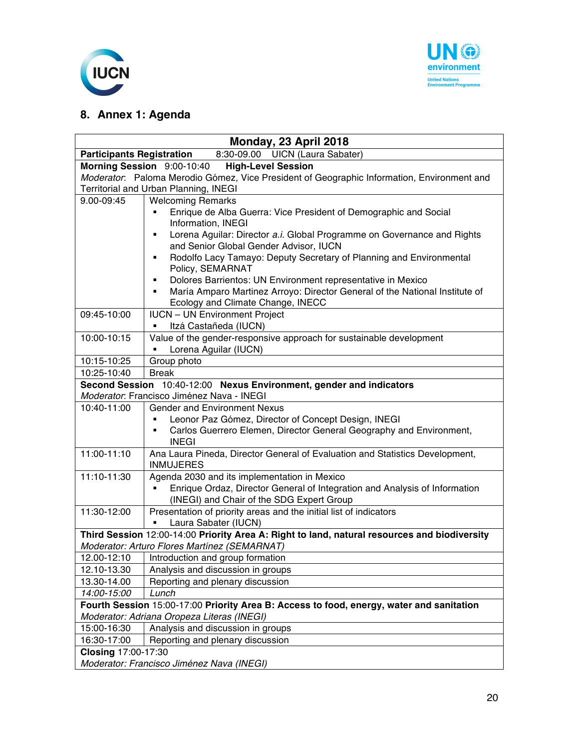## 8. Annex 1: Agenda

| Monday, 23 April 2018 | |
|---|---|
| **Participants Registration** 8:30-09.00 UICN (Laura Sabater) | |
| **Morning Session** 9:00-10:40 **High-Level Session**<br>*Moderator*: Paloma Merodio Gómez, Vice President of Geographic Information, Environment and Territorial and Urban Planning, INEGI | |
| 9.00-09:45 | Welcoming Remarks<br>▪ Enrique de Alba Guerra: Vice President of Demographic and Social Information, INEGI<br>▪ Lorena Aguilar: Director *a.i.* Global Programme on Governance and Rights and Senior Global Gender Advisor, IUCN<br>▪ Rodolfo Lacy Tamayo: Deputy Secretary of Planning and Environmental Policy, SEMARNAT<br>▪ Dolores Barrientos: UN Environment representative in Mexico<br>▪ María Amparo Martinez Arroyo: Director General of the National Institute of Ecology and Climate Change, INECC |
| 09:45-10:00 | IUCN – UN Environment Project<br>▪ Itzá Castañeda (IUCN) |
| 10:00-10:15 | Value of the gender-responsive approach for sustainable development<br>▪ Lorena Aguilar (IUCN) |
| 10:15-10:25 | Group photo |
| 10:25-10:40 | Break |
| **Second Session** 10:40-12:00 **Nexus Environment, gender and indicators**<br>*Moderator*: Francisco Jiménez Nava - INEGI | |
| 10:40-11:00 | Gender and Environment Nexus<br>▪ Leonor Paz Gómez, Director of Concept Design, INEGI<br>▪ Carlos Guerrero Elemen, Director General Geography and Environment, INEGI |
| 11:00-11:10 | Ana Laura Pineda, Director General of Evaluation and Statistics Development, INMUJERES |
| 11:10-11:30 | Agenda 2030 and its implementation in Mexico<br>▪ Enrique Ordaz, Director General of Integration and Analysis of Information (INEGI) and Chair of the SDG Expert Group |
| 11:30-12:00 | Presentation of priority areas and the initial list of indicators<br>▪ Laura Sabater (IUCN) |
| **Third Session** 12:00-14:00 **Priority Area A: Right to land, natural resources and biodiversity**<br>*Moderator: Arturo Flores Martínez (SEMARNAT)* | |
| 12.00-12:10 | Introduction and group formation |
| 12.10-13.30 | Analysis and discussion in groups |
| 13.30-14.00 | Reporting and plenary discussion |
| *14:00-15:00* | *Lunch* |
| **Fourth Session** 15:00-17:00 **Priority Area B: Access to food, energy, water and sanitation**<br>*Moderator: Adriana Oropeza Literas (INEGI)* | |
| 15:00-16:30 | Analysis and discussion in groups |
| 16:30-17:00 | Reporting and plenary discussion |
| **Closing** 17:00-17:30<br>*Moderator: Francisco Jiménez Nava (INEGI)* | |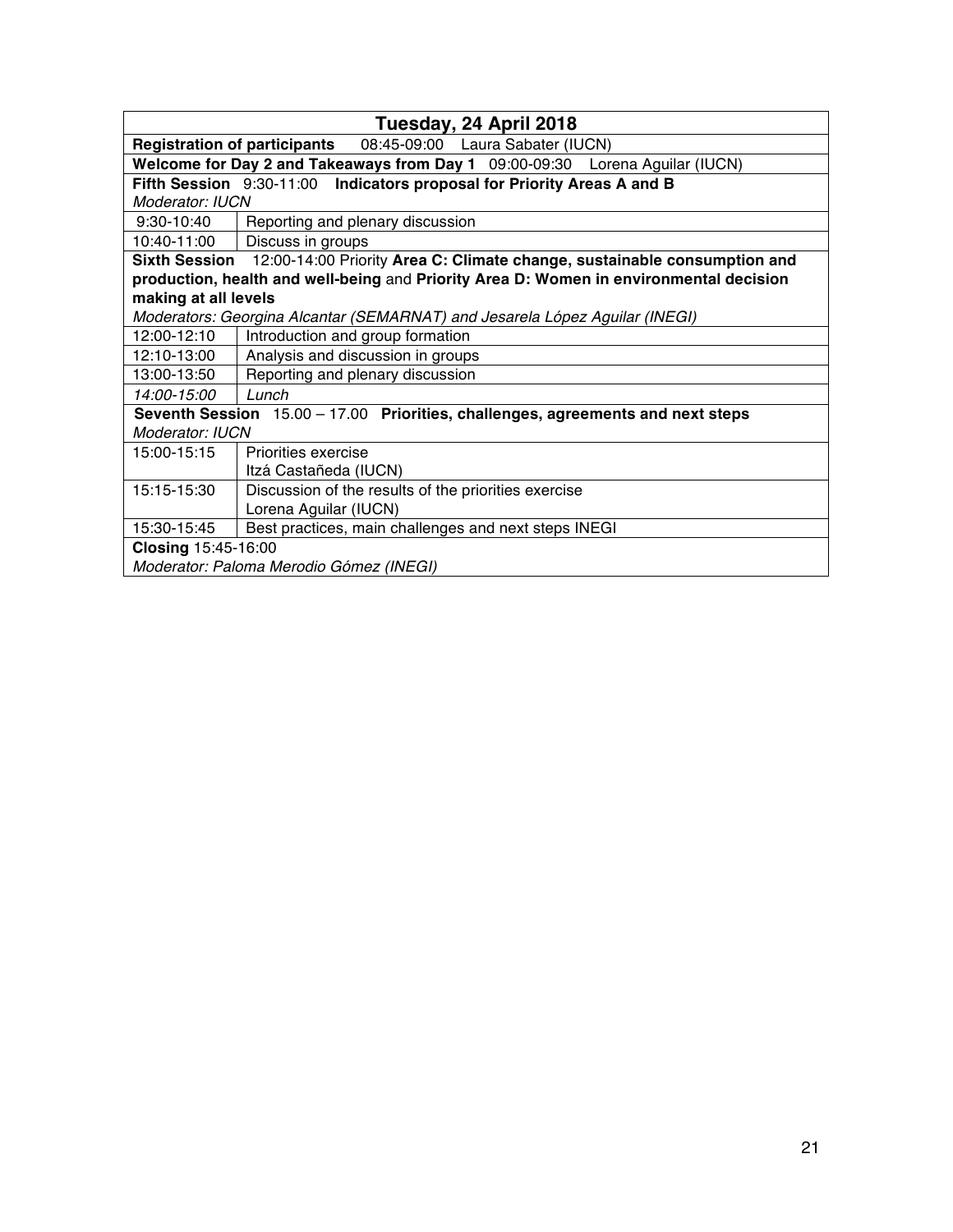| Tuesday, 24 April 2018 | |
|---|---|
| **Registration of participants** 08:45-09:00 Laura Sabater (IUCN) | |
| **Welcome for Day 2 and Takeaways from Day 1** 09:00-09:30 Lorena Aguilar (IUCN) | |
| **Fifth Session** 9:30-11:00 **Indicators proposal for Priority Areas A and B**<br>*Moderator: IUCN* | |
| 9:30-10:40 | Reporting and plenary discussion |
| 10:40-11:00 | Discuss in groups |
| **Sixth Session** 12:00-14:00 Priority **Area C: Climate change, sustainable consumption and production, health and well-being** and **Priority Area D: Women in environmental decision making at all levels**<br>*Moderators: Georgina Alcantar (SEMARNAT) and Jesarela López Aguilar (INEGI)* | |
| 12:00-12:10 | Introduction and group formation |
| 12:10-13:00 | Analysis and discussion in groups |
| 13:00-13:50 | Reporting and plenary discussion |
| *14:00-15:00* | *Lunch* |
| **Seventh Session** 15.00 – 17.00 **Priorities, challenges, agreements and next steps**<br>*Moderator: IUCN* | |
| 15:00-15:15 | Priorities exercise<br>Itzá Castañeda (IUCN) |
| 15:15-15:30 | Discussion of the results of the priorities exercise<br>Lorena Aguilar (IUCN) |
| 15:30-15:45 | Best practices, main challenges and next steps INEGI |
| **Closing** 15:45-16:00<br>*Moderator: Paloma Merodio Gómez (INEGI)* | |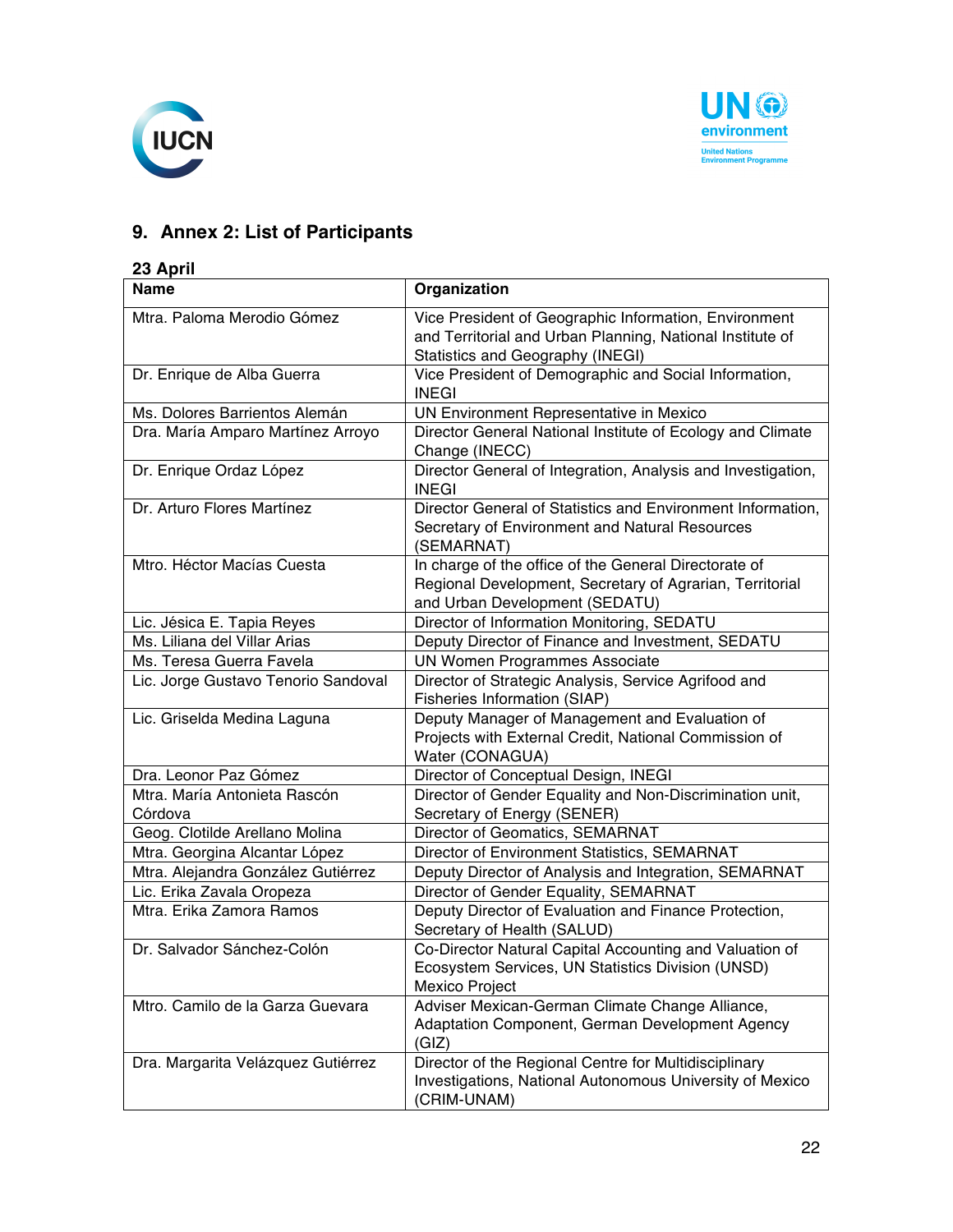## 9. Annex 2: List of Participants

**23 April**

| Name | Organization |
|---|---|
| Mtra. Paloma Merodio Gómez | Vice President of Geographic Information, Environment and Territorial and Urban Planning, National Institute of Statistics and Geography (INEGI) |
| Dr. Enrique de Alba Guerra | Vice President of Demographic and Social Information, INEGI |
| Ms. Dolores Barrientos Alemán | UN Environment Representative in Mexico |
| Dra. María Amparo Martínez Arroyo | Director General National Institute of Ecology and Climate Change (INECC) |
| Dr. Enrique Ordaz López | Director General of Integration, Analysis and Investigation, INEGI |
| Dr. Arturo Flores Martínez | Director General of Statistics and Environment Information, Secretary of Environment and Natural Resources (SEMARNAT) |
| Mtro. Héctor Macías Cuesta | In charge of the office of the General Directorate of Regional Development, Secretary of Agrarian, Territorial and Urban Development (SEDATU) |
| Lic. Jésica E. Tapia Reyes | Director of Information Monitoring, SEDATU |
| Ms. Liliana del Villar Arias | Deputy Director of Finance and Investment, SEDATU |
| Ms. Teresa Guerra Favela | UN Women Programmes Associate |
| Lic. Jorge Gustavo Tenorio Sandoval | Director of Strategic Analysis, Service Agrifood and Fisheries Information (SIAP) |
| Lic. Griselda Medina Laguna | Deputy Manager of Management and Evaluation of Projects with External Credit, National Commission of Water (CONAGUA) |
| Dra. Leonor Paz Gómez | Director of Conceptual Design, INEGI |
| Mtra. María Antonieta Rascón Córdova | Director of Gender Equality and Non-Discrimination unit, Secretary of Energy (SENER) |
| Geog. Clotilde Arellano Molina | Director of Geomatics, SEMARNAT |
| Mtra. Georgina Alcantar López | Director of Environment Statistics, SEMARNAT |
| Mtra. Alejandra González Gutiérrez | Deputy Director of Analysis and Integration, SEMARNAT |
| Lic. Erika Zavala Oropeza | Director of Gender Equality, SEMARNAT |
| Mtra. Erika Zamora Ramos | Deputy Director of Evaluation and Finance Protection, Secretary of Health (SALUD) |
| Dr. Salvador Sánchez-Colón | Co-Director Natural Capital Accounting and Valuation of Ecosystem Services, UN Statistics Division (UNSD) Mexico Project |
| Mtro. Camilo de la Garza Guevara | Adviser Mexican-German Climate Change Alliance, Adaptation Component, German Development Agency (GIZ) |
| Dra. Margarita Velázquez Gutiérrez | Director of the Regional Centre for Multidisciplinary Investigations, National Autonomous University of Mexico (CRIM-UNAM) |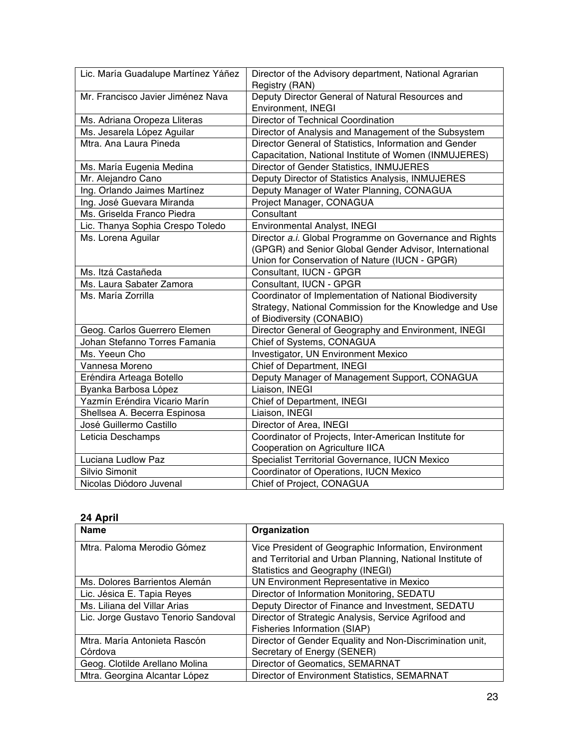| | |
|---|---|
| Lic. María Guadalupe Martínez Yáñez | Director of the Advisory department, National Agrarian Registry (RAN) |
| Mr. Francisco Javier Jiménez Nava | Deputy Director General of Natural Resources and Environment, INEGI |
| Ms. Adriana Oropeza Lliteras | Director of Technical Coordination |
| Ms. Jesarela López Aguilar | Director of Analysis and Management of the Subsystem |
| Mtra. Ana Laura Pineda | Director General of Statistics, Information and Gender Capacitation, National Institute of Women (INMUJERES) |
| Ms. María Eugenia Medina | Director of Gender Statistics, INMUJERES |
| Mr. Alejandro Cano | Deputy Director of Statistics Analysis, INMUJERES |
| Ing. Orlando Jaimes Martínez | Deputy Manager of Water Planning, CONAGUA |
| Ing. José Guevara Miranda | Project Manager, CONAGUA |
| Ms. Griselda Franco Piedra | Consultant |
| Lic. Thanya Sophia Crespo Toledo | Environmental Analyst, INEGI |
| Ms. Lorena Aguilar | Director *a.i.* Global Programme on Governance and Rights (GPGR) and Senior Global Gender Advisor, International Union for Conservation of Nature (IUCN - GPGR) |
| Ms. Itzá Castañeda | Consultant, IUCN - GPGR |
| Ms. Laura Sabater Zamora | Consultant, IUCN - GPGR |
| Ms. María Zorrilla | Coordinator of Implementation of National Biodiversity Strategy, National Commission for the Knowledge and Use of Biodiversity (CONABIO) |
| Geog. Carlos Guerrero Elemen | Director General of Geography and Environment, INEGI |
| Johan Stefanno Torres Famania | Chief of Systems, CONAGUA |
| Ms. Yeeun Cho | Investigator, UN Environment Mexico |
| Vannesa Moreno | Chief of Department, INEGI |
| Eréndira Arteaga Botello | Deputy Manager of Management Support, CONAGUA |
| Byanka Barbosa López | Liaison, INEGI |
| Yazmín Eréndira Vicario Marín | Chief of Department, INEGI |
| Shellsea A. Becerra Espinosa | Liaison, INEGI |
| José Guillermo Castillo | Director of Area, INEGI |
| Leticia Deschamps | Coordinator of Projects, Inter-American Institute for Cooperation on Agriculture IICA |
| Luciana Ludlow Paz | Specialist Territorial Governance, IUCN Mexico |
| Silvio Simonit | Coordinator of Operations, IUCN Mexico |
| Nicolas Diódoro Juvenal | Chief of Project, CONAGUA |

**24 April**

| Name | Organization |
|---|---|
| Mtra. Paloma Merodio Gómez | Vice President of Geographic Information, Environment and Territorial and Urban Planning, National Institute of Statistics and Geography (INEGI) |
| Ms. Dolores Barrientos Alemán | UN Environment Representative in Mexico |
| Lic. Jésica E. Tapia Reyes | Director of Information Monitoring, SEDATU |
| Ms. Liliana del Villar Arias | Deputy Director of Finance and Investment, SEDATU |
| Lic. Jorge Gustavo Tenorio Sandoval | Director of Strategic Analysis, Service Agrifood and Fisheries Information (SIAP) |
| Mtra. María Antonieta Rascón Córdova | Director of Gender Equality and Non-Discrimination unit, Secretary of Energy (SENER) |
| Geog. Clotilde Arellano Molina | Director of Geomatics, SEMARNAT |
| Mtra. Georgina Alcantar López | Director of Environment Statistics, SEMARNAT |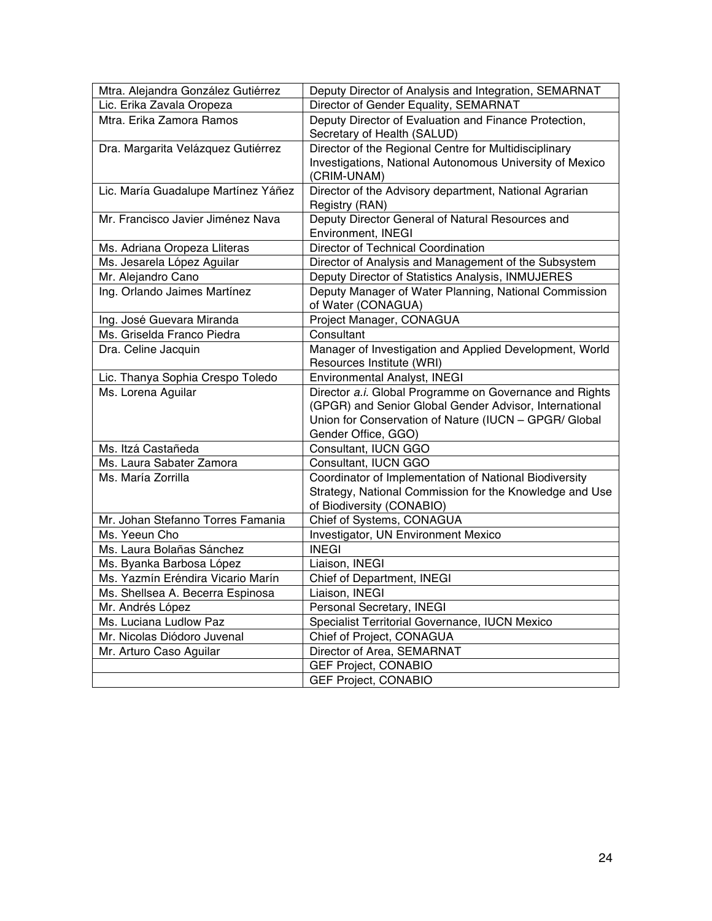| | |
|---|---|
| Mtra. Alejandra González Gutiérrez | Deputy Director of Analysis and Integration, SEMARNAT |
| Lic. Erika Zavala Oropeza | Director of Gender Equality, SEMARNAT |
| Mtra. Erika Zamora Ramos | Deputy Director of Evaluation and Finance Protection, Secretary of Health (SALUD) |
| Dra. Margarita Velázquez Gutiérrez | Director of the Regional Centre for Multidisciplinary Investigations, National Autonomous University of Mexico (CRIM-UNAM) |
| Lic. María Guadalupe Martínez Yáñez | Director of the Advisory department, National Agrarian Registry (RAN) |
| Mr. Francisco Javier Jiménez Nava | Deputy Director General of Natural Resources and Environment, INEGI |
| Ms. Adriana Oropeza Lliteras | Director of Technical Coordination |
| Ms. Jesarela López Aguilar | Director of Analysis and Management of the Subsystem |
| Mr. Alejandro Cano | Deputy Director of Statistics Analysis, INMUJERES |
| Ing. Orlando Jaimes Martínez | Deputy Manager of Water Planning, National Commission of Water (CONAGUA) |
| Ing. José Guevara Miranda | Project Manager, CONAGUA |
| Ms. Griselda Franco Piedra | Consultant |
| Dra. Celine Jacquin | Manager of Investigation and Applied Development, World Resources Institute (WRI) |
| Lic. Thanya Sophia Crespo Toledo | Environmental Analyst, INEGI |
| Ms. Lorena Aguilar | Director *a.i.* Global Programme on Governance and Rights (GPGR) and Senior Global Gender Advisor, International Union for Conservation of Nature (IUCN – GPGR/ Global Gender Office, GGO) |
| Ms. Itzá Castañeda | Consultant, IUCN GGO |
| Ms. Laura Sabater Zamora | Consultant, IUCN GGO |
| Ms. María Zorrilla | Coordinator of Implementation of National Biodiversity Strategy, National Commission for the Knowledge and Use of Biodiversity (CONABIO) |
| Mr. Johan Stefanno Torres Famania | Chief of Systems, CONAGUA |
| Ms. Yeeun Cho | Investigator, UN Environment Mexico |
| Ms. Laura Bolañas Sánchez | INEGI |
| Ms. Byanka Barbosa López | Liaison, INEGI |
| Ms. Yazmín Eréndira Vicario Marín | Chief of Department, INEGI |
| Ms. Shellsea A. Becerra Espinosa | Liaison, INEGI |
| Mr. Andrés López | Personal Secretary, INEGI |
| Ms. Luciana Ludlow Paz | Specialist Territorial Governance, IUCN Mexico |
| Mr. Nicolas Diódoro Juvenal | Chief of Project, CONAGUA |
| Mr. Arturo Caso Aguilar | Director of Area, SEMARNAT |
| | GEF Project, CONABIO |
| | GEF Project, CONABIO |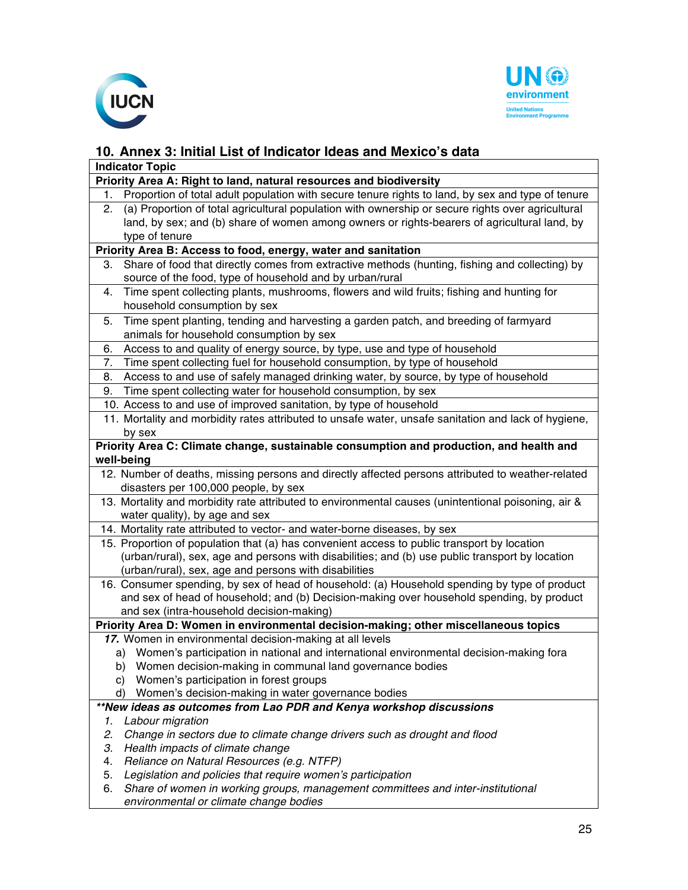## 10. Annex 3: Initial List of Indicator Ideas and Mexico's data

| Indicator Topic |
|---|
| **Priority Area A: Right to land, natural resources and biodiversity** |
| 1. Proportion of total adult population with secure tenure rights to land, by sex and type of tenure |
| 2. (a) Proportion of total agricultural population with ownership or secure rights over agricultural land, by sex; and (b) share of women among owners or rights-bearers of agricultural land, by type of tenure |
| **Priority Area B: Access to food, energy, water and sanitation** |
| 3. Share of food that directly comes from extractive methods (hunting, fishing and collecting) by source of the food, type of household and by urban/rural |
| 4. Time spent collecting plants, mushrooms, flowers and wild fruits; fishing and hunting for household consumption by sex |
| 5. Time spent planting, tending and harvesting a garden patch, and breeding of farmyard animals for household consumption by sex |
| 6. Access to and quality of energy source, by type, use and type of household |
| 7. Time spent collecting fuel for household consumption, by type of household |
| 8. Access to and use of safely managed drinking water, by source, by type of household |
| 9. Time spent collecting water for household consumption, by sex |
| 10. Access to and use of improved sanitation, by type of household |
| 11. Mortality and morbidity rates attributed to unsafe water, unsafe sanitation and lack of hygiene, by sex |
| **Priority Area C: Climate change, sustainable consumption and production, and health and well-being** |
| 12. Number of deaths, missing persons and directly affected persons attributed to weather-related disasters per 100,000 people, by sex |
| 13. Mortality and morbidity rate attributed to environmental causes (unintentional poisoning, air & water quality), by age and sex |
| 14. Mortality rate attributed to vector- and water-borne diseases, by sex |
| 15. Proportion of population that (a) has convenient access to public transport by location (urban/rural), sex, age and persons with disabilities; and (b) use public transport by location (urban/rural), sex, age and persons with disabilities |
| 16. Consumer spending, by sex of head of household: (a) Household spending by type of product and sex of head of household; and (b) Decision-making over household spending, by product and sex (intra-household decision-making) |
| **Priority Area D: Women in environmental decision-making; other miscellaneous topics** |
| ***17.*** Women in environmental decision-making at all levels<br>a) Women's participation in national and international environmental decision-making fora<br>b) Women decision-making in communal land governance bodies<br>c) Women's participation in forest groups<br>d) Women's decision-making in water governance bodies |
| ***\*\*New ideas as outcomes from Lao PDR and Kenya workshop discussions*** |
| *1. Labour migration*<br>*2. Change in sectors due to climate change drivers such as drought and flood*<br>*3. Health impacts of climate change*<br>4. *Reliance on Natural Resources (e.g. NTFP)*<br>5. *Legislation and policies that require women's participation*<br>6. *Share of women in working groups, management committees and inter-institutional environmental or climate change bodies* |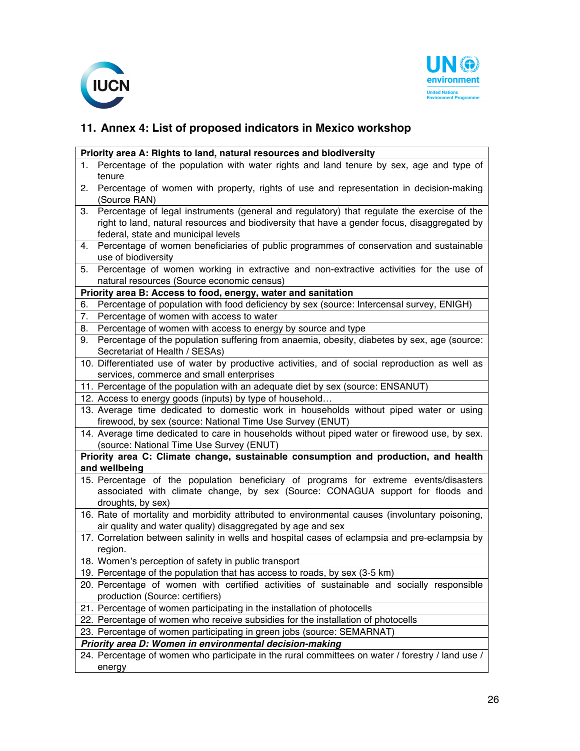## 11. Annex 4: List of proposed indicators in Mexico workshop

| Priority area A: Rights to land, natural resources and biodiversity |
|---|
| 1. Percentage of the population with water rights and land tenure by sex, age and type of tenure |
| 2. Percentage of women with property, rights of use and representation in decision-making (Source RAN) |
| 3. Percentage of legal instruments (general and regulatory) that regulate the exercise of the right to land, natural resources and biodiversity that have a gender focus, disaggregated by federal, state and municipal levels |
| 4. Percentage of women beneficiaries of public programmes of conservation and sustainable use of biodiversity |
| 5. Percentage of women working in extractive and non-extractive activities for the use of natural resources (Source economic census) |
| **Priority area B: Access to food, energy, water and sanitation** |
| 6. Percentage of population with food deficiency by sex (source: Intercensal survey, ENIGH) |
| 7. Percentage of women with access to water |
| 8. Percentage of women with access to energy by source and type |
| 9. Percentage of the population suffering from anaemia, obesity, diabetes by sex, age (source: Secretariat of Health / SESAs) |
| 10. Differentiated use of water by productive activities, and of social reproduction as well as services, commerce and small enterprises |
| 11. Percentage of the population with an adequate diet by sex (source: ENSANUT) |
| 12. Access to energy goods (inputs) by type of household… |
| 13. Average time dedicated to domestic work in households without piped water or using firewood, by sex (source: National Time Use Survey (ENUT) |
| 14. Average time dedicated to care in households without piped water or firewood use, by sex. (source: National Time Use Survey (ENUT) |
| **Priority area C: Climate change, sustainable consumption and production, and health and wellbeing** |
| 15. Percentage of the population beneficiary of programs for extreme events/disasters associated with climate change, by sex (Source: CONAGUA support for floods and droughts, by sex) |
| 16. Rate of mortality and morbidity attributed to environmental causes (involuntary poisoning, air quality and water quality) disaggregated by age and sex |
| 17. Correlation between salinity in wells and hospital cases of eclampsia and pre-eclampsia by region. |
| 18. Women's perception of safety in public transport |
| 19. Percentage of the population that has access to roads, by sex (3-5 km) |
| 20. Percentage of women with certified activities of sustainable and socially responsible production (Source: certifiers) |
| 21. Percentage of women participating in the installation of photocells |
| 22. Percentage of women who receive subsidies for the installation of photocells |
| 23. Percentage of women participating in green jobs (source: SEMARNAT) |
| ***Priority area D: Women in environmental decision-making*** |
| 24. Percentage of women who participate in the rural committees on water / forestry / land use / energy |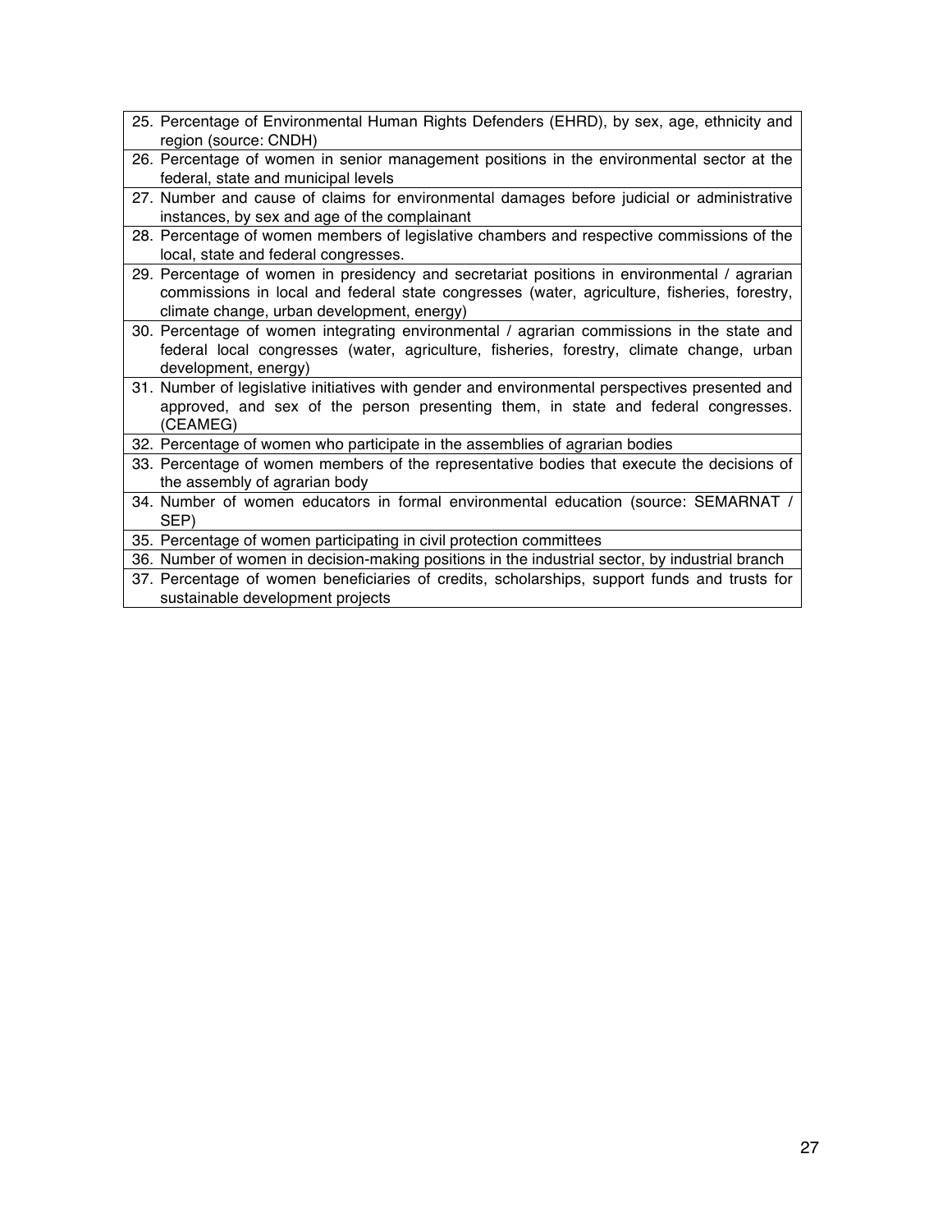| |
|---|
| 25. Percentage of Environmental Human Rights Defenders (EHRD), by sex, age, ethnicity and region (source: CNDH) |
| 26. Percentage of women in senior management positions in the environmental sector at the federal, state and municipal levels |
| 27. Number and cause of claims for environmental damages before judicial or administrative instances, by sex and age of the complainant |
| 28. Percentage of women members of legislative chambers and respective commissions of the local, state and federal congresses. |
| 29. Percentage of women in presidency and secretariat positions in environmental / agrarian commissions in local and federal state congresses (water, agriculture, fisheries, forestry, climate change, urban development, energy) |
| 30. Percentage of women integrating environmental / agrarian commissions in the state and federal local congresses (water, agriculture, fisheries, forestry, climate change, urban development, energy) |
| 31. Number of legislative initiatives with gender and environmental perspectives presented and approved, and sex of the person presenting them, in state and federal congresses. (CEAMEG) |
| 32. Percentage of women who participate in the assemblies of agrarian bodies |
| 33. Percentage of women members of the representative bodies that execute the decisions of the assembly of agrarian body |
| 34. Number of women educators in formal environmental education (source: SEMARNAT / SEP) |
| 35. Percentage of women participating in civil protection committees |
| 36. Number of women in decision-making positions in the industrial sector, by industrial branch |
| 37. Percentage of women beneficiaries of credits, scholarships, support funds and trusts for sustainable development projects |